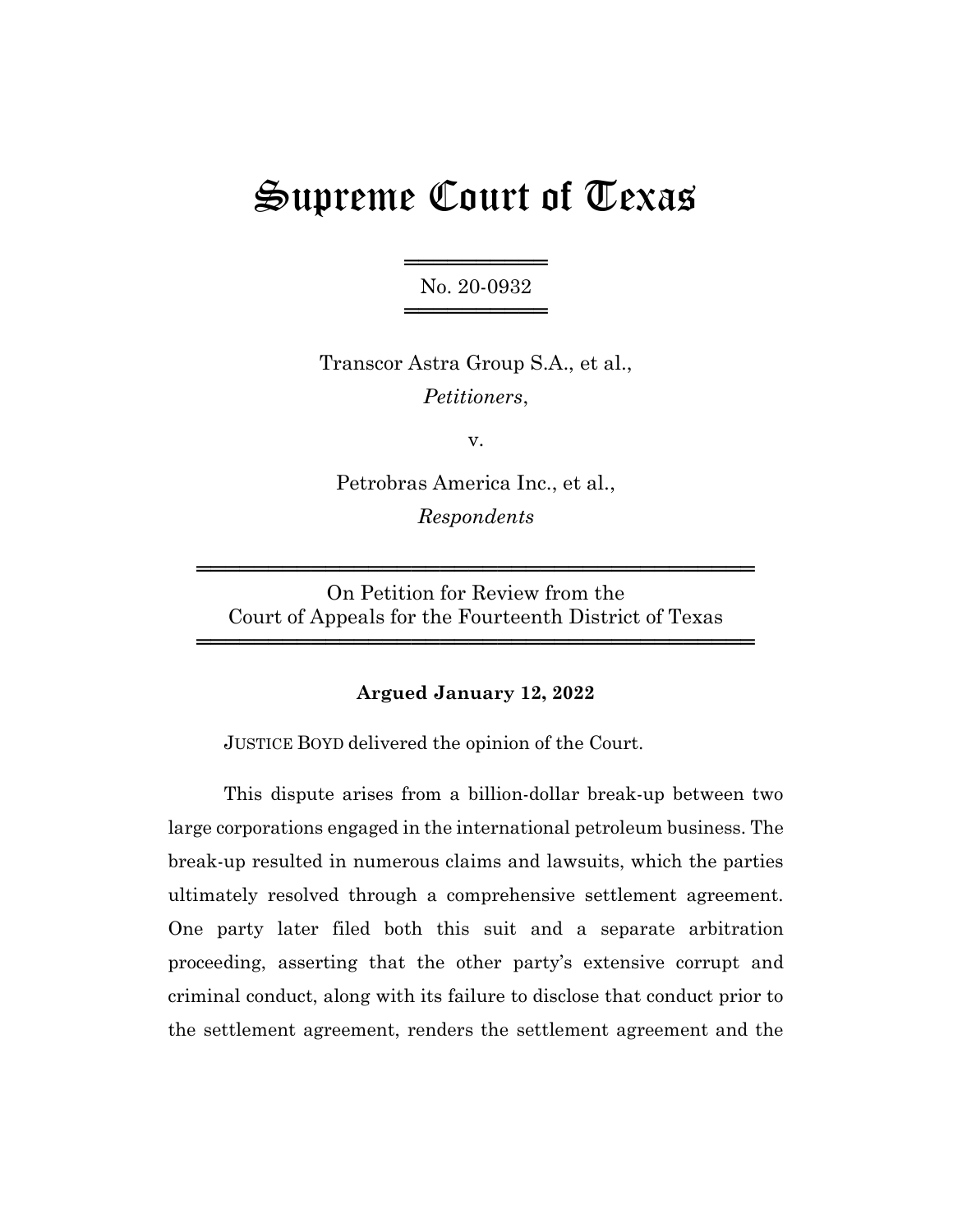# Supreme Court of Texas

No. 20-0932

Transcor Astra Group S.A., et al.,
*Petitioners*,

v.

Petrobras America Inc., et al.,
*Respondents*

On Petition for Review from the
Court of Appeals for the Fourteenth District of Texas

**Argued January 12, 2022**

JUSTICE BOYD delivered the opinion of the Court.

This dispute arises from a billion-dollar break-up between two large corporations engaged in the international petroleum business. The break-up resulted in numerous claims and lawsuits, which the parties ultimately resolved through a comprehensive settlement agreement. One party later filed both this suit and a separate arbitration proceeding, asserting that the other party's extensive corrupt and criminal conduct, along with its failure to disclose that conduct prior to the settlement agreement, renders the settlement agreement and the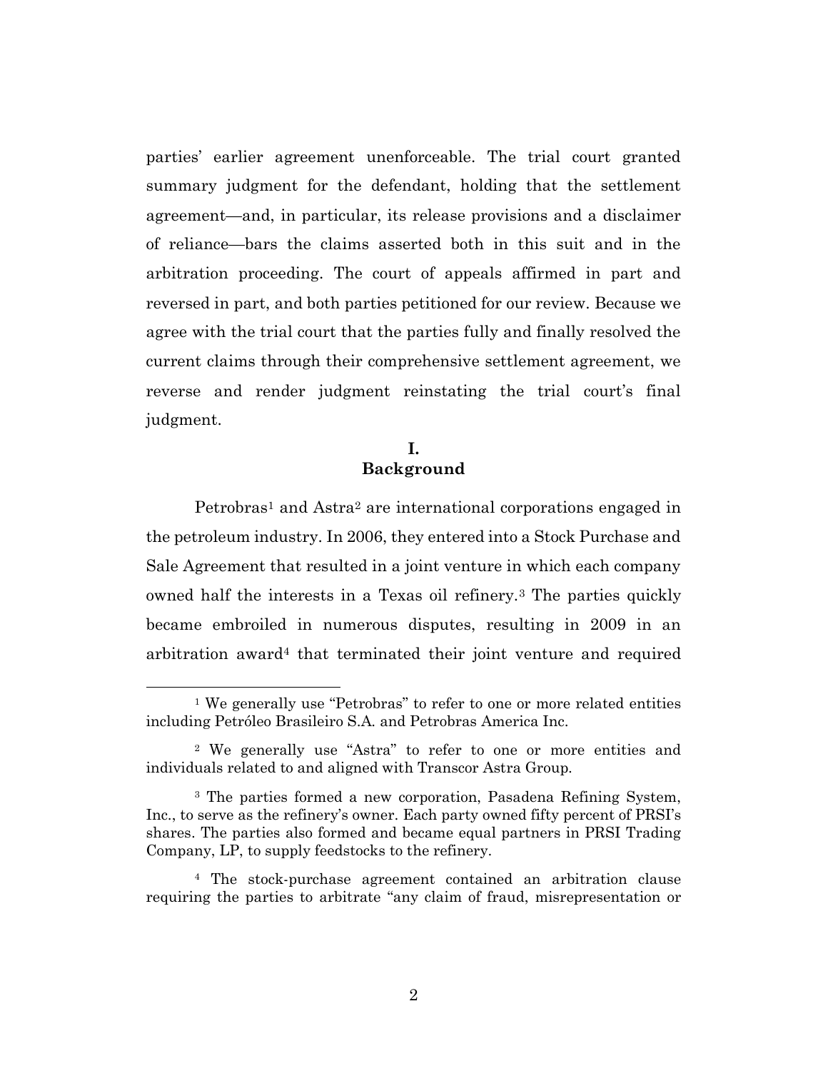parties' earlier agreement unenforceable. The trial court granted summary judgment for the defendant, holding that the settlement agreement—and, in particular, its release provisions and a disclaimer of reliance—bars the claims asserted both in this suit and in the arbitration proceeding. The court of appeals affirmed in part and reversed in part, and both parties petitioned for our review. Because we agree with the trial court that the parties fully and finally resolved the current claims through their comprehensive settlement agreement, we reverse and render judgment reinstating the trial court's final judgment.

## I.
## Background

Petrobras[1] and Astra[2] are international corporations engaged in the petroleum industry. In 2006, they entered into a Stock Purchase and Sale Agreement that resulted in a joint venture in which each company owned half the interests in a Texas oil refinery.[3] The parties quickly became embroiled in numerous disputes, resulting in 2009 in an arbitration award[4] that terminated their joint venture and required

---

[1] We generally use "Petrobras" to refer to one or more related entities including Petróleo Brasileiro S.A. and Petrobras America Inc.

[2] We generally use "Astra" to refer to one or more entities and individuals related to and aligned with Transcor Astra Group.

[3] The parties formed a new corporation, Pasadena Refining System, Inc., to serve as the refinery's owner. Each party owned fifty percent of PRSI's shares. The parties also formed and became equal partners in PRSI Trading Company, LP, to supply feedstocks to the refinery.

[4] The stock-purchase agreement contained an arbitration clause requiring the parties to arbitrate "any claim of fraud, misrepresentation or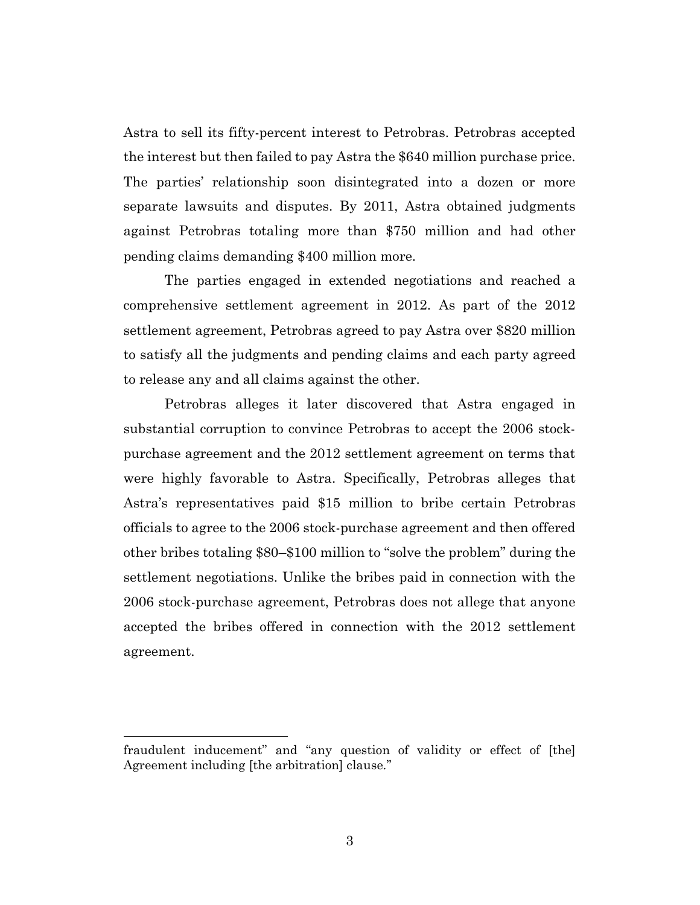Astra to sell its fifty-percent interest to Petrobras. Petrobras accepted the interest but then failed to pay Astra the $640 million purchase price. The parties' relationship soon disintegrated into a dozen or more separate lawsuits and disputes. By 2011, Astra obtained judgments against Petrobras totaling more than $750 million and had other pending claims demanding $400 million more.

The parties engaged in extended negotiations and reached a comprehensive settlement agreement in 2012. As part of the 2012 settlement agreement, Petrobras agreed to pay Astra over $820 million to satisfy all the judgments and pending claims and each party agreed to release any and all claims against the other.

Petrobras alleges it later discovered that Astra engaged in substantial corruption to convince Petrobras to accept the 2006 stock-purchase agreement and the 2012 settlement agreement on terms that were highly favorable to Astra. Specifically, Petrobras alleges that Astra's representatives paid $15 million to bribe certain Petrobras officials to agree to the 2006 stock-purchase agreement and then offered other bribes totaling $80–$100 million to "solve the problem" during the settlement negotiations. Unlike the bribes paid in connection with the 2006 stock-purchase agreement, Petrobras does not allege that anyone accepted the bribes offered in connection with the 2012 settlement agreement.

---

fraudulent inducement" and "any question of validity or effect of [the] Agreement including [the arbitration] clause."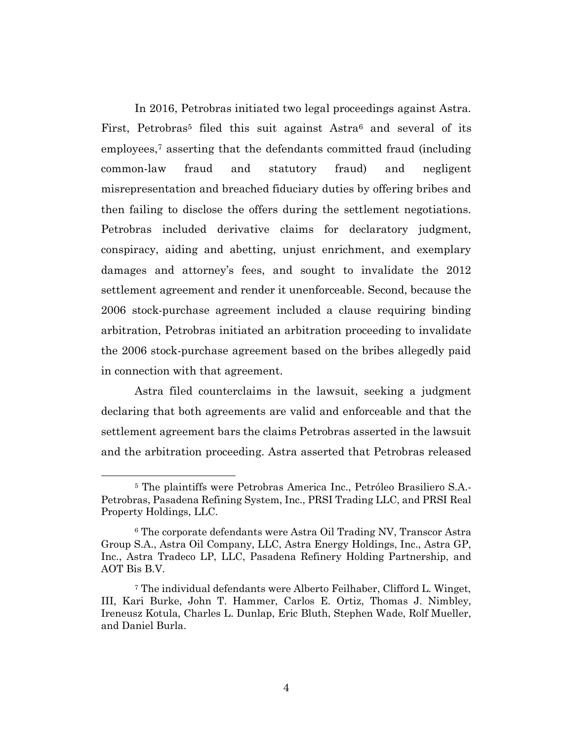In 2016, Petrobras initiated two legal proceedings against Astra. First, Petrobras[5] filed this suit against Astra[6] and several of its employees,[7] asserting that the defendants committed fraud (including common-law fraud and statutory fraud) and negligent misrepresentation and breached fiduciary duties by offering bribes and then failing to disclose the offers during the settlement negotiations. Petrobras included derivative claims for declaratory judgment, conspiracy, aiding and abetting, unjust enrichment, and exemplary damages and attorney's fees, and sought to invalidate the 2012 settlement agreement and render it unenforceable. Second, because the 2006 stock-purchase agreement included a clause requiring binding arbitration, Petrobras initiated an arbitration proceeding to invalidate the 2006 stock-purchase agreement based on the bribes allegedly paid in connection with that agreement.

Astra filed counterclaims in the lawsuit, seeking a judgment declaring that both agreements are valid and enforceable and that the settlement agreement bars the claims Petrobras asserted in the lawsuit and the arbitration proceeding. Astra asserted that Petrobras released

---

[5] The plaintiffs were Petrobras America Inc., Petróleo Brasiliero S.A.-Petrobras, Pasadena Refining System, Inc., PRSI Trading LLC, and PRSI Real Property Holdings, LLC.

[6] The corporate defendants were Astra Oil Trading NV, Transcor Astra Group S.A., Astra Oil Company, LLC, Astra Energy Holdings, Inc., Astra GP, Inc., Astra Tradeco LP, LLC, Pasadena Refinery Holding Partnership, and AOT Bis B.V.

[7] The individual defendants were Alberto Feilhaber, Clifford L. Winget, III, Kari Burke, John T. Hammer, Carlos E. Ortiz, Thomas J. Nimbley, Ireneusz Kotula, Charles L. Dunlap, Eric Bluth, Stephen Wade, Rolf Mueller, and Daniel Burla.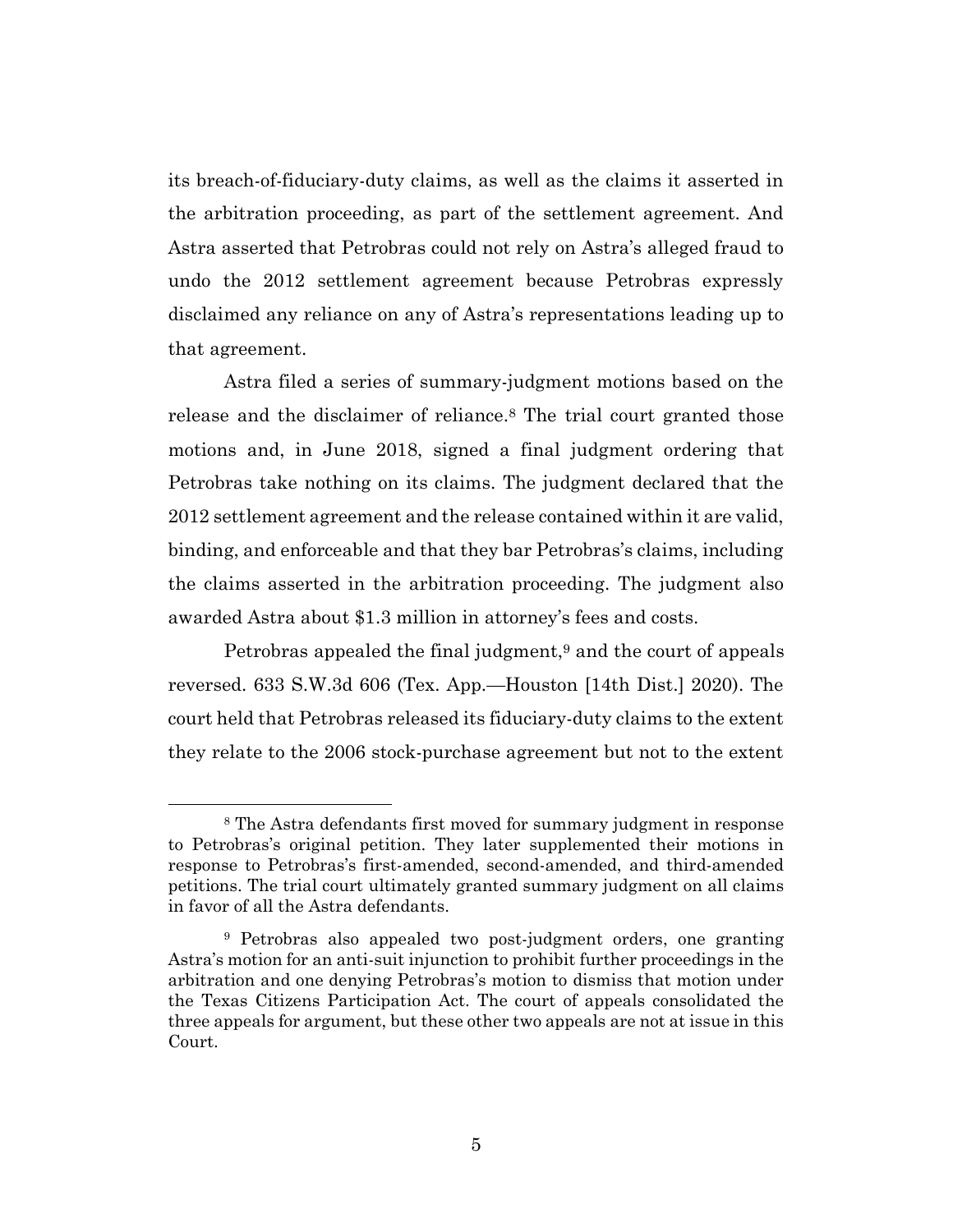its breach-of-fiduciary-duty claims, as well as the claims it asserted in the arbitration proceeding, as part of the settlement agreement. And Astra asserted that Petrobras could not rely on Astra's alleged fraud to undo the 2012 settlement agreement because Petrobras expressly disclaimed any reliance on any of Astra's representations leading up to that agreement.

Astra filed a series of summary-judgment motions based on the release and the disclaimer of reliance.[8] The trial court granted those motions and, in June 2018, signed a final judgment ordering that Petrobras take nothing on its claims. The judgment declared that the 2012 settlement agreement and the release contained within it are valid, binding, and enforceable and that they bar Petrobras's claims, including the claims asserted in the arbitration proceeding. The judgment also awarded Astra about $1.3 million in attorney's fees and costs.

Petrobras appealed the final judgment,[9] and the court of appeals reversed. 633 S.W.3d 606 (Tex. App.—Houston [14th Dist.] 2020). The court held that Petrobras released its fiduciary-duty claims to the extent they relate to the 2006 stock-purchase agreement but not to the extent

---

[8] The Astra defendants first moved for summary judgment in response to Petrobras's original petition. They later supplemented their motions in response to Petrobras's first-amended, second-amended, and third-amended petitions. The trial court ultimately granted summary judgment on all claims in favor of all the Astra defendants.

[9] Petrobras also appealed two post-judgment orders, one granting Astra's motion for an anti-suit injunction to prohibit further proceedings in the arbitration and one denying Petrobras's motion to dismiss that motion under the Texas Citizens Participation Act. The court of appeals consolidated the three appeals for argument, but these other two appeals are not at issue in this Court.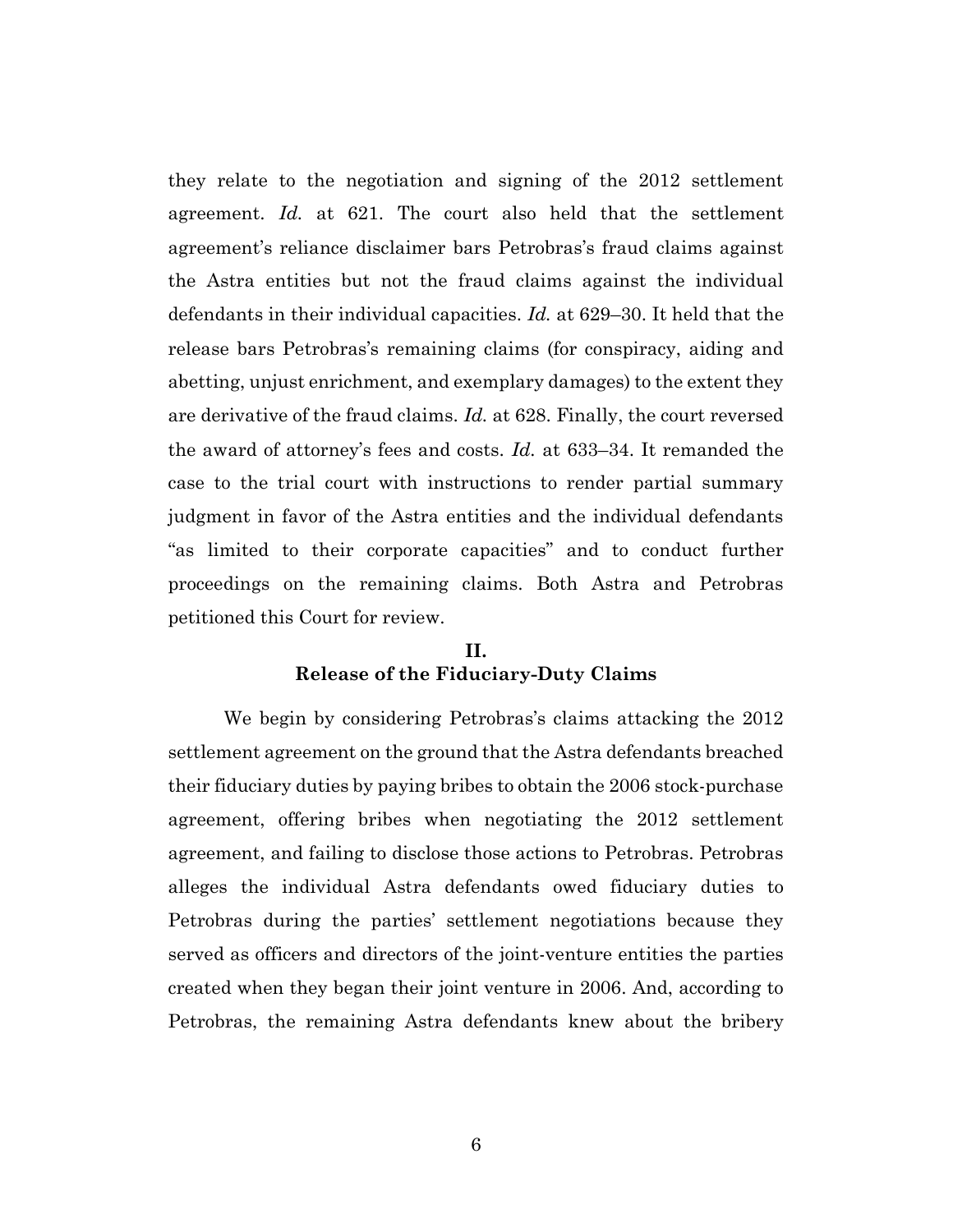they relate to the negotiation and signing of the 2012 settlement agreement. *Id.* at 621. The court also held that the settlement agreement's reliance disclaimer bars Petrobras's fraud claims against the Astra entities but not the fraud claims against the individual defendants in their individual capacities. *Id.* at 629–30. It held that the release bars Petrobras's remaining claims (for conspiracy, aiding and abetting, unjust enrichment, and exemplary damages) to the extent they are derivative of the fraud claims. *Id.* at 628. Finally, the court reversed the award of attorney's fees and costs. *Id.* at 633–34. It remanded the case to the trial court with instructions to render partial summary judgment in favor of the Astra entities and the individual defendants "as limited to their corporate capacities" and to conduct further proceedings on the remaining claims. Both Astra and Petrobras petitioned this Court for review.

## II.
## Release of the Fiduciary-Duty Claims

We begin by considering Petrobras's claims attacking the 2012 settlement agreement on the ground that the Astra defendants breached their fiduciary duties by paying bribes to obtain the 2006 stock-purchase agreement, offering bribes when negotiating the 2012 settlement agreement, and failing to disclose those actions to Petrobras. Petrobras alleges the individual Astra defendants owed fiduciary duties to Petrobras during the parties' settlement negotiations because they served as officers and directors of the joint-venture entities the parties created when they began their joint venture in 2006. And, according to Petrobras, the remaining Astra defendants knew about the bribery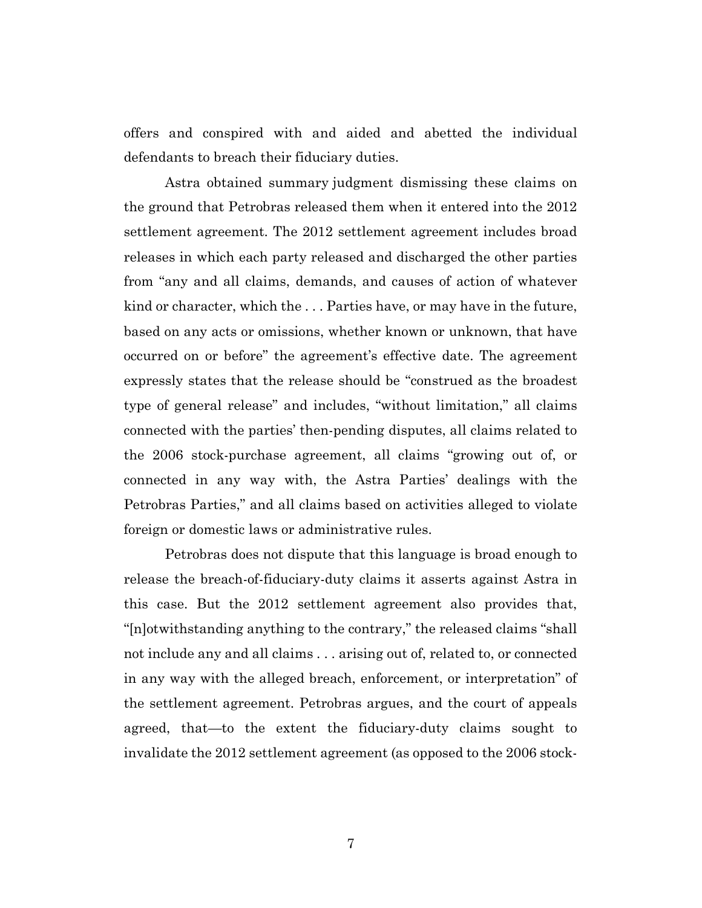offers and conspired with and aided and abetted the individual defendants to breach their fiduciary duties.

Astra obtained summary judgment dismissing these claims on the ground that Petrobras released them when it entered into the 2012 settlement agreement. The 2012 settlement agreement includes broad releases in which each party released and discharged the other parties from "any and all claims, demands, and causes of action of whatever kind or character, which the . . . Parties have, or may have in the future, based on any acts or omissions, whether known or unknown, that have occurred on or before" the agreement's effective date. The agreement expressly states that the release should be "construed as the broadest type of general release" and includes, "without limitation," all claims connected with the parties' then-pending disputes, all claims related to the 2006 stock-purchase agreement, all claims "growing out of, or connected in any way with, the Astra Parties' dealings with the Petrobras Parties," and all claims based on activities alleged to violate foreign or domestic laws or administrative rules.

Petrobras does not dispute that this language is broad enough to release the breach-of-fiduciary-duty claims it asserts against Astra in this case. But the 2012 settlement agreement also provides that, "[n]otwithstanding anything to the contrary," the released claims "shall not include any and all claims . . . arising out of, related to, or connected in any way with the alleged breach, enforcement, or interpretation" of the settlement agreement. Petrobras argues, and the court of appeals agreed, that—to the extent the fiduciary-duty claims sought to invalidate the 2012 settlement agreement (as opposed to the 2006 stock-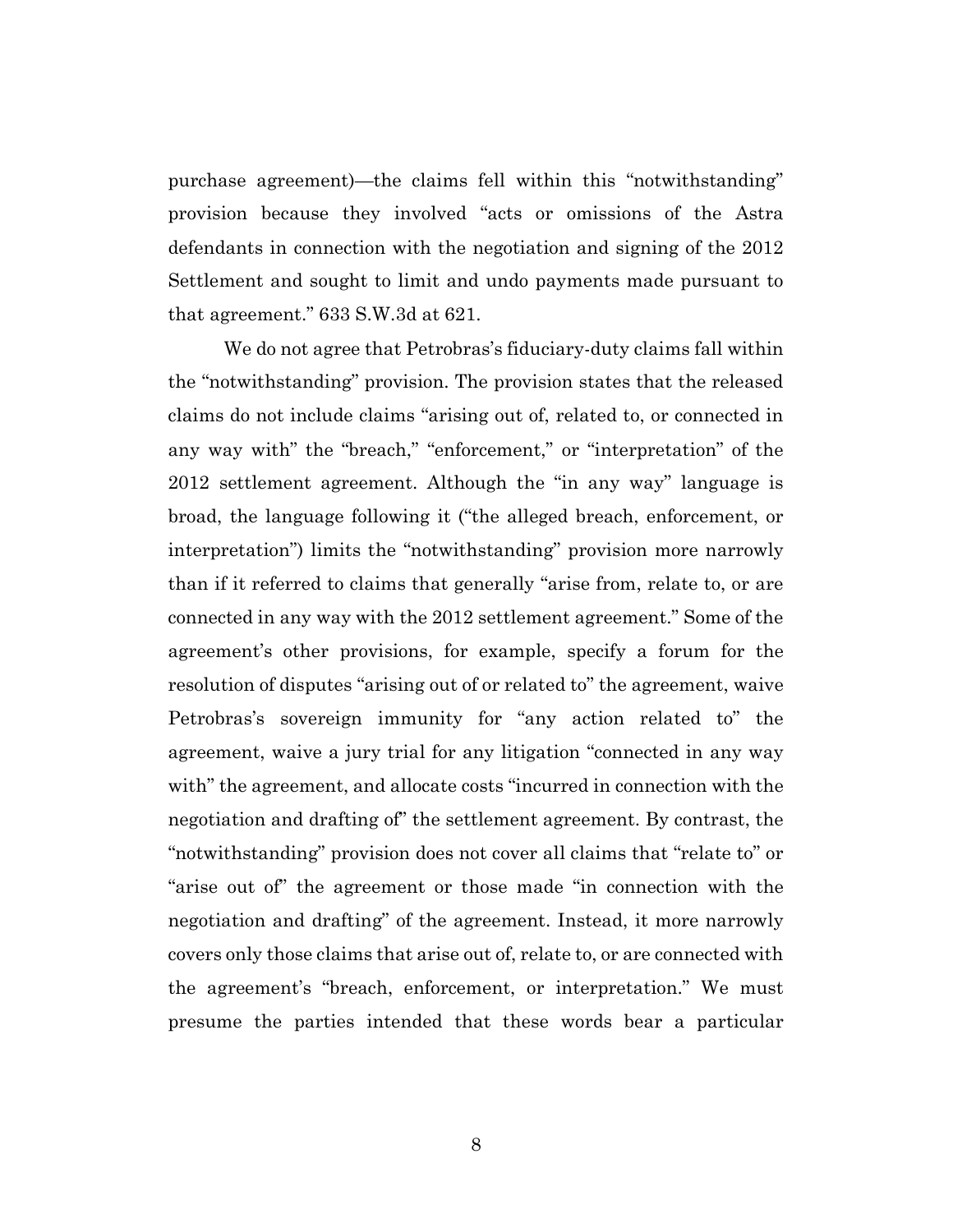purchase agreement)—the claims fell within this "notwithstanding" provision because they involved "acts or omissions of the Astra defendants in connection with the negotiation and signing of the 2012 Settlement and sought to limit and undo payments made pursuant to that agreement." 633 S.W.3d at 621.

We do not agree that Petrobras's fiduciary-duty claims fall within the "notwithstanding" provision. The provision states that the released claims do not include claims "arising out of, related to, or connected in any way with" the "breach," "enforcement," or "interpretation" of the 2012 settlement agreement. Although the "in any way" language is broad, the language following it ("the alleged breach, enforcement, or interpretation") limits the "notwithstanding" provision more narrowly than if it referred to claims that generally "arise from, relate to, or are connected in any way with the 2012 settlement agreement." Some of the agreement's other provisions, for example, specify a forum for the resolution of disputes "arising out of or related to" the agreement, waive Petrobras's sovereign immunity for "any action related to" the agreement, waive a jury trial for any litigation "connected in any way with" the agreement, and allocate costs "incurred in connection with the negotiation and drafting of" the settlement agreement. By contrast, the "notwithstanding" provision does not cover all claims that "relate to" or "arise out of" the agreement or those made "in connection with the negotiation and drafting" of the agreement. Instead, it more narrowly covers only those claims that arise out of, relate to, or are connected with the agreement's "breach, enforcement, or interpretation." We must presume the parties intended that these words bear a particular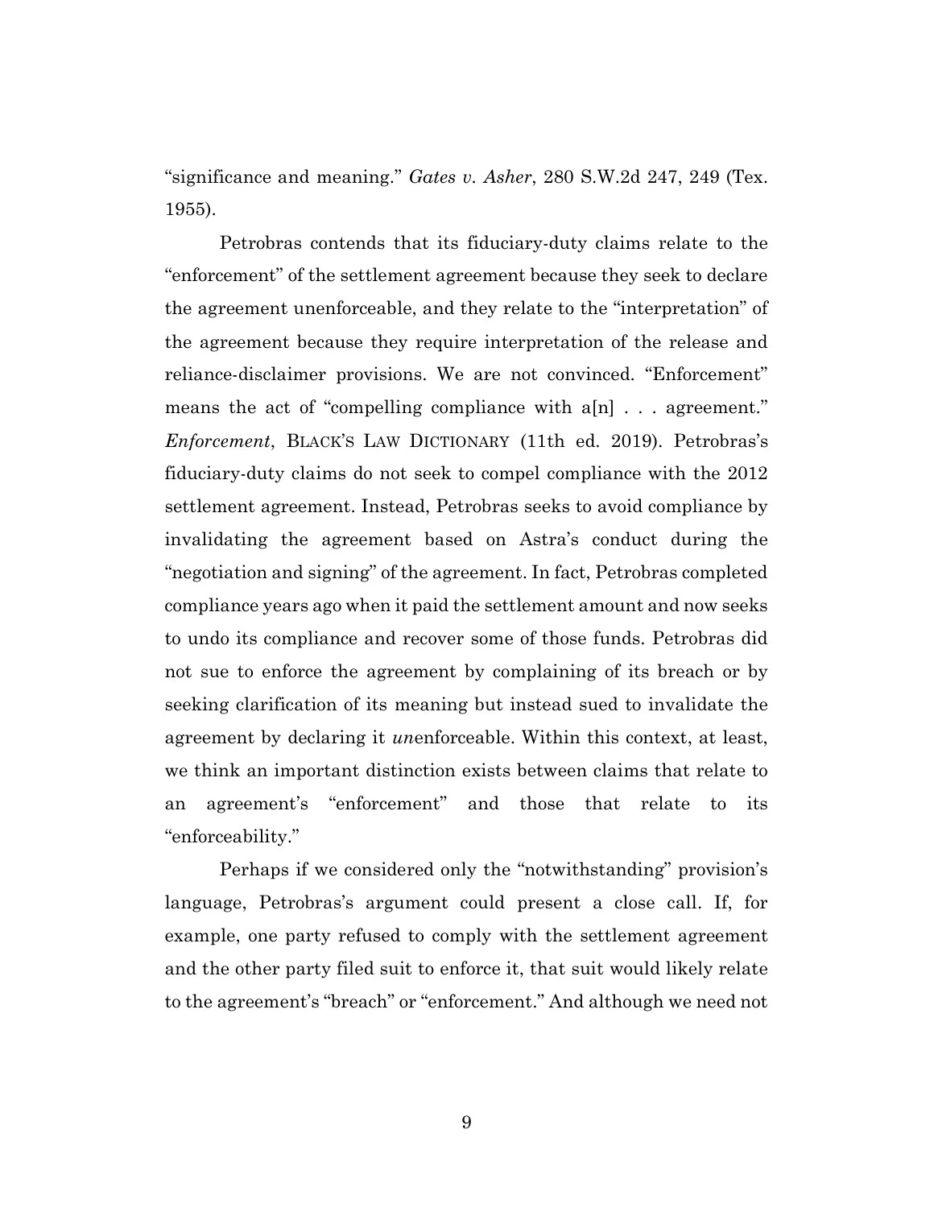"significance and meaning." *Gates v. Asher*, 280 S.W.2d 247, 249 (Tex. 1955).

Petrobras contends that its fiduciary-duty claims relate to the "enforcement" of the settlement agreement because they seek to declare the agreement unenforceable, and they relate to the "interpretation" of the agreement because they require interpretation of the release and reliance-disclaimer provisions. We are not convinced. "Enforcement" means the act of "compelling compliance with a[n] . . . agreement." *Enforcement*, BLACK'S LAW DICTIONARY (11th ed. 2019). Petrobras's fiduciary-duty claims do not seek to compel compliance with the 2012 settlement agreement. Instead, Petrobras seeks to avoid compliance by invalidating the agreement based on Astra's conduct during the "negotiation and signing" of the agreement. In fact, Petrobras completed compliance years ago when it paid the settlement amount and now seeks to undo its compliance and recover some of those funds. Petrobras did not sue to enforce the agreement by complaining of its breach or by seeking clarification of its meaning but instead sued to invalidate the agreement by declaring it *un*enforceable. Within this context, at least, we think an important distinction exists between claims that relate to an agreement's "enforcement" and those that relate to its "enforceability."

Perhaps if we considered only the "notwithstanding" provision's language, Petrobras's argument could present a close call. If, for example, one party refused to comply with the settlement agreement and the other party filed suit to enforce it, that suit would likely relate to the agreement's "breach" or "enforcement." And although we need not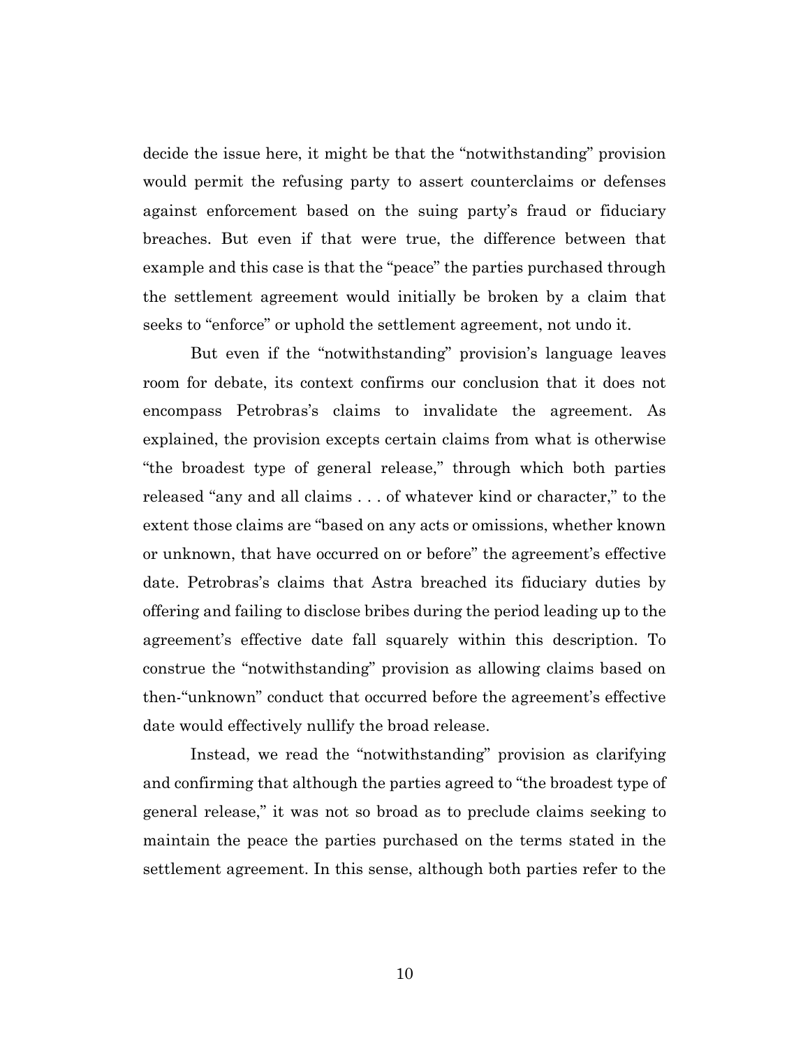decide the issue here, it might be that the "notwithstanding" provision would permit the refusing party to assert counterclaims or defenses against enforcement based on the suing party's fraud or fiduciary breaches. But even if that were true, the difference between that example and this case is that the "peace" the parties purchased through the settlement agreement would initially be broken by a claim that seeks to "enforce" or uphold the settlement agreement, not undo it.

But even if the "notwithstanding" provision's language leaves room for debate, its context confirms our conclusion that it does not encompass Petrobras's claims to invalidate the agreement. As explained, the provision excepts certain claims from what is otherwise "the broadest type of general release," through which both parties released "any and all claims . . . of whatever kind or character," to the extent those claims are "based on any acts or omissions, whether known or unknown, that have occurred on or before" the agreement's effective date. Petrobras's claims that Astra breached its fiduciary duties by offering and failing to disclose bribes during the period leading up to the agreement's effective date fall squarely within this description. To construe the "notwithstanding" provision as allowing claims based on then-"unknown" conduct that occurred before the agreement's effective date would effectively nullify the broad release.

Instead, we read the "notwithstanding" provision as clarifying and confirming that although the parties agreed to "the broadest type of general release," it was not so broad as to preclude claims seeking to maintain the peace the parties purchased on the terms stated in the settlement agreement. In this sense, although both parties refer to the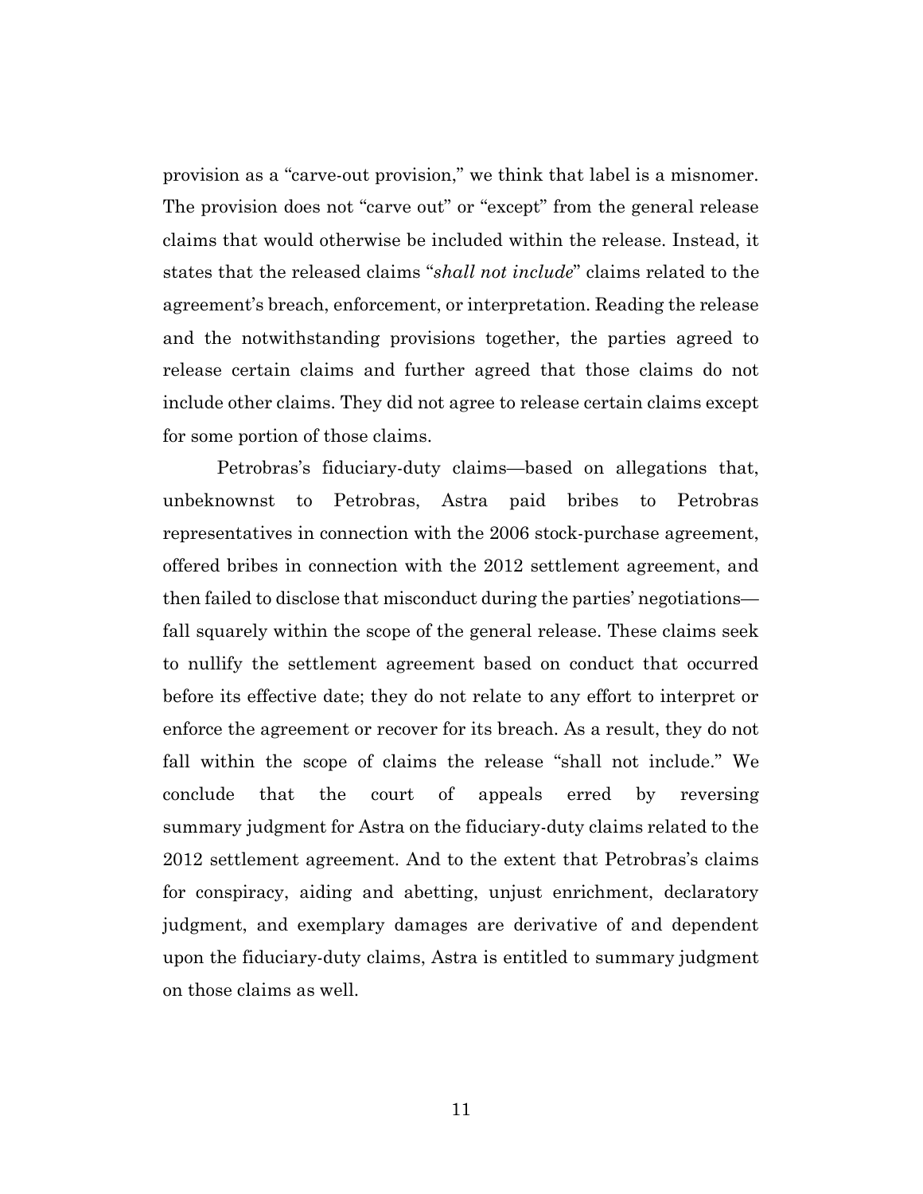provision as a "carve-out provision," we think that label is a misnomer. The provision does not "carve out" or "except" from the general release claims that would otherwise be included within the release. Instead, it states that the released claims "*shall not include*" claims related to the agreement's breach, enforcement, or interpretation. Reading the release and the notwithstanding provisions together, the parties agreed to release certain claims and further agreed that those claims do not include other claims. They did not agree to release certain claims except for some portion of those claims.

Petrobras's fiduciary-duty claims—based on allegations that, unbeknownst to Petrobras, Astra paid bribes to Petrobras representatives in connection with the 2006 stock-purchase agreement, offered bribes in connection with the 2012 settlement agreement, and then failed to disclose that misconduct during the parties' negotiations—fall squarely within the scope of the general release. These claims seek to nullify the settlement agreement based on conduct that occurred before its effective date; they do not relate to any effort to interpret or enforce the agreement or recover for its breach. As a result, they do not fall within the scope of claims the release "shall not include." We conclude that the court of appeals erred by reversing summary judgment for Astra on the fiduciary-duty claims related to the 2012 settlement agreement. And to the extent that Petrobras's claims for conspiracy, aiding and abetting, unjust enrichment, declaratory judgment, and exemplary damages are derivative of and dependent upon the fiduciary-duty claims, Astra is entitled to summary judgment on those claims as well.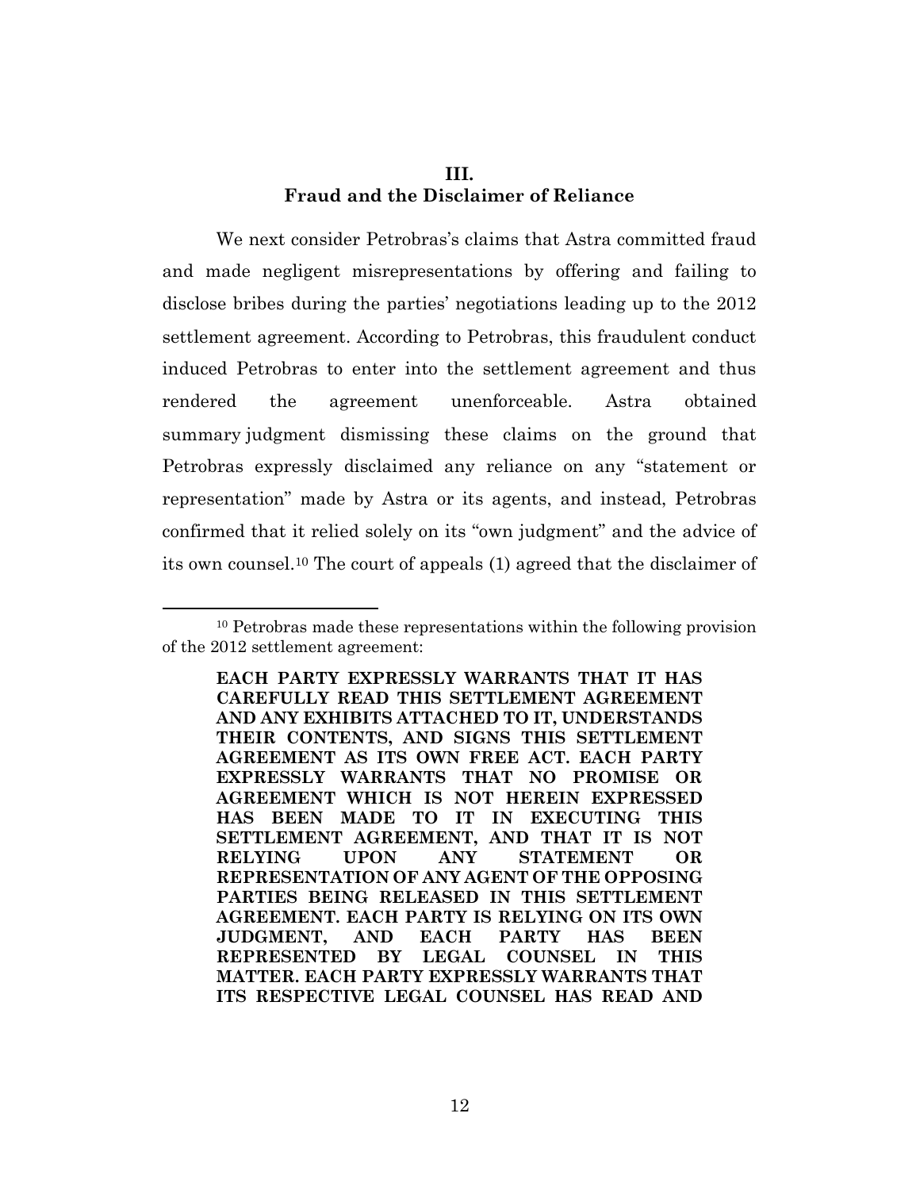## III.
## Fraud and the Disclaimer of Reliance

We next consider Petrobras's claims that Astra committed fraud and made negligent misrepresentations by offering and failing to disclose bribes during the parties' negotiations leading up to the 2012 settlement agreement. According to Petrobras, this fraudulent conduct induced Petrobras to enter into the settlement agreement and thus rendered the agreement unenforceable. Astra obtained summary judgment dismissing these claims on the ground that Petrobras expressly disclaimed any reliance on any "statement or representation" made by Astra or its agents, and instead, Petrobras confirmed that it relied solely on its "own judgment" and the advice of its own counsel.[10] The court of appeals (1) agreed that the disclaimer of

---

[10] Petrobras made these representations within the following provision of the 2012 settlement agreement:

> **EACH PARTY EXPRESSLY WARRANTS THAT IT HAS CAREFULLY READ THIS SETTLEMENT AGREEMENT AND ANY EXHIBITS ATTACHED TO IT, UNDERSTANDS THEIR CONTENTS, AND SIGNS THIS SETTLEMENT AGREEMENT AS ITS OWN FREE ACT. EACH PARTY EXPRESSLY WARRANTS THAT NO PROMISE OR AGREEMENT WHICH IS NOT HEREIN EXPRESSED HAS BEEN MADE TO IT IN EXECUTING THIS SETTLEMENT AGREEMENT, AND THAT IT IS NOT RELYING UPON ANY STATEMENT OR REPRESENTATION OF ANY AGENT OF THE OPPOSING PARTIES BEING RELEASED IN THIS SETTLEMENT AGREEMENT. EACH PARTY IS RELYING ON ITS OWN JUDGMENT, AND EACH PARTY HAS BEEN REPRESENTED BY LEGAL COUNSEL IN THIS MATTER. EACH PARTY EXPRESSLY WARRANTS THAT ITS RESPECTIVE LEGAL COUNSEL HAS READ AND**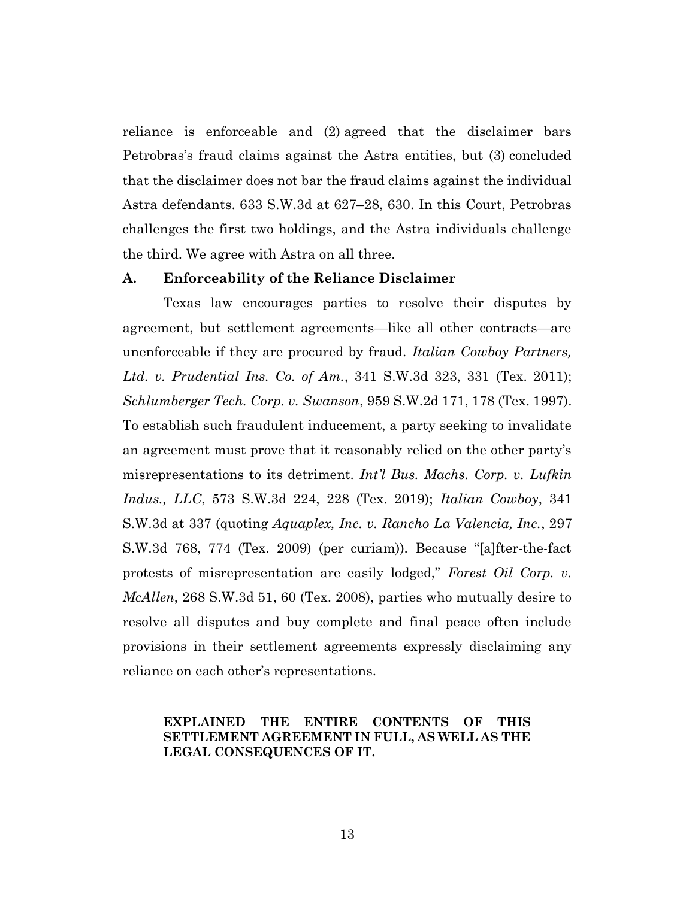reliance is enforceable and (2) agreed that the disclaimer bars Petrobras's fraud claims against the Astra entities, but (3) concluded that the disclaimer does not bar the fraud claims against the individual Astra defendants. 633 S.W.3d at 627–28, 630. In this Court, Petrobras challenges the first two holdings, and the Astra individuals challenge the third. We agree with Astra on all three.

### A. Enforceability of the Reliance Disclaimer

Texas law encourages parties to resolve their disputes by agreement, but settlement agreements—like all other contracts—are unenforceable if they are procured by fraud. *Italian Cowboy Partners, Ltd. v. Prudential Ins. Co. of Am.*, 341 S.W.3d 323, 331 (Tex. 2011); *Schlumberger Tech. Corp. v. Swanson*, 959 S.W.2d 171, 178 (Tex. 1997). To establish such fraudulent inducement, a party seeking to invalidate an agreement must prove that it reasonably relied on the other party's misrepresentations to its detriment. *Int'l Bus. Machs. Corp. v. Lufkin Indus., LLC*, 573 S.W.3d 224, 228 (Tex. 2019); *Italian Cowboy*, 341 S.W.3d at 337 (quoting *Aquaplex, Inc. v. Rancho La Valencia, Inc.*, 297 S.W.3d 768, 774 (Tex. 2009) (per curiam)). Because "[a]fter-the-fact protests of misrepresentation are easily lodged," *Forest Oil Corp. v. McAllen*, 268 S.W.3d 51, 60 (Tex. 2008), parties who mutually desire to resolve all disputes and buy complete and final peace often include provisions in their settlement agreements expressly disclaiming any reliance on each other's representations.

---

**EXPLAINED THE ENTIRE CONTENTS OF THIS SETTLEMENT AGREEMENT IN FULL, AS WELL AS THE LEGAL CONSEQUENCES OF IT.**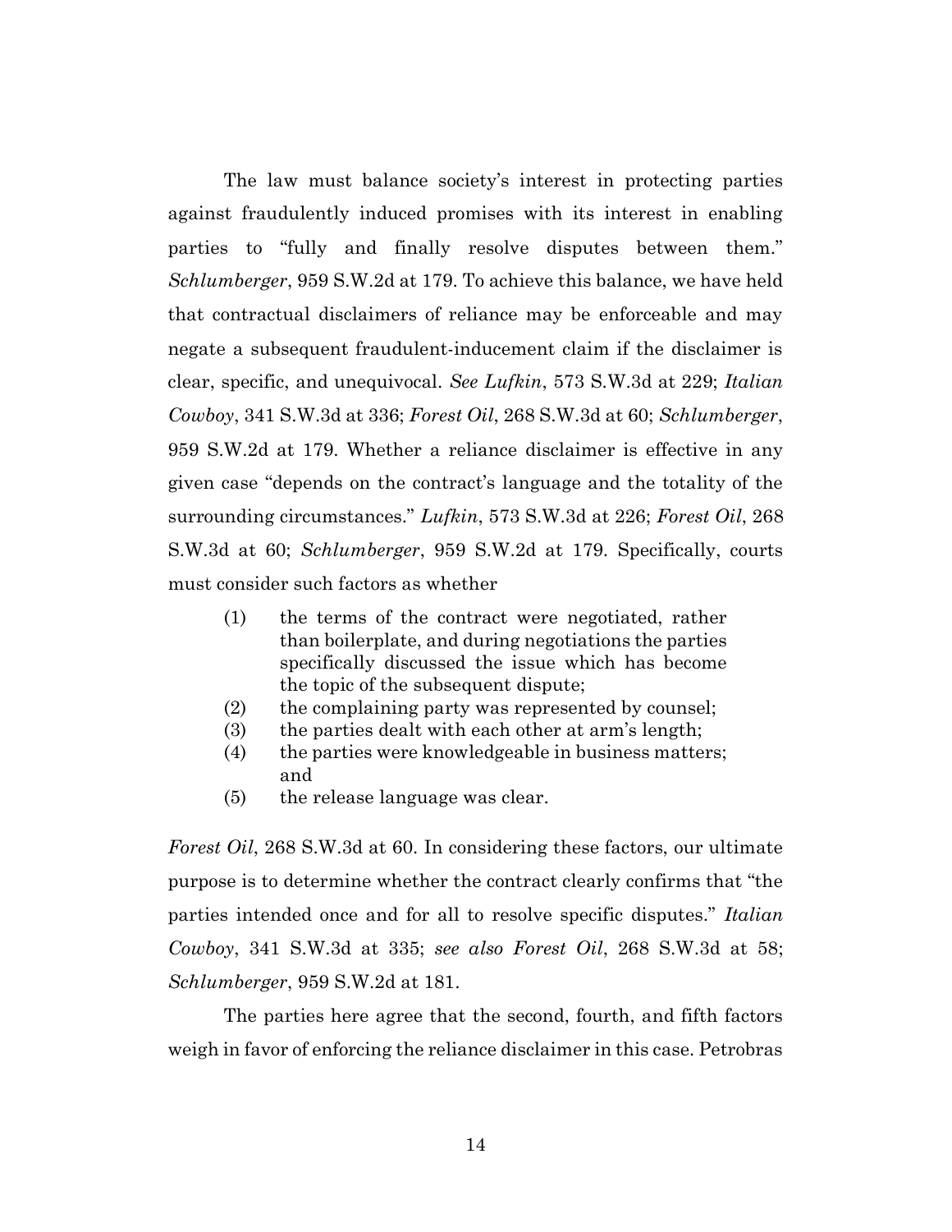The law must balance society's interest in protecting parties against fraudulently induced promises with its interest in enabling parties to "fully and finally resolve disputes between them." *Schlumberger*, 959 S.W.2d at 179. To achieve this balance, we have held that contractual disclaimers of reliance may be enforceable and may negate a subsequent fraudulent-inducement claim if the disclaimer is clear, specific, and unequivocal. *See Lufkin*, 573 S.W.3d at 229; *Italian Cowboy*, 341 S.W.3d at 336; *Forest Oil*, 268 S.W.3d at 60; *Schlumberger*, 959 S.W.2d at 179. Whether a reliance disclaimer is effective in any given case "depends on the contract's language and the totality of the surrounding circumstances." *Lufkin*, 573 S.W.3d at 226; *Forest Oil*, 268 S.W.3d at 60; *Schlumberger*, 959 S.W.2d at 179. Specifically, courts must consider such factors as whether

> (1) the terms of the contract were negotiated, rather than boilerplate, and during negotiations the parties specifically discussed the issue which has become the topic of the subsequent dispute;
> (2) the complaining party was represented by counsel;
> (3) the parties dealt with each other at arm's length;
> (4) the parties were knowledgeable in business matters; and
> (5) the release language was clear.

*Forest Oil*, 268 S.W.3d at 60. In considering these factors, our ultimate purpose is to determine whether the contract clearly confirms that "the parties intended once and for all to resolve specific disputes." *Italian Cowboy*, 341 S.W.3d at 335; *see also Forest Oil*, 268 S.W.3d at 58; *Schlumberger*, 959 S.W.2d at 181.

The parties here agree that the second, fourth, and fifth factors weigh in favor of enforcing the reliance disclaimer in this case. Petrobras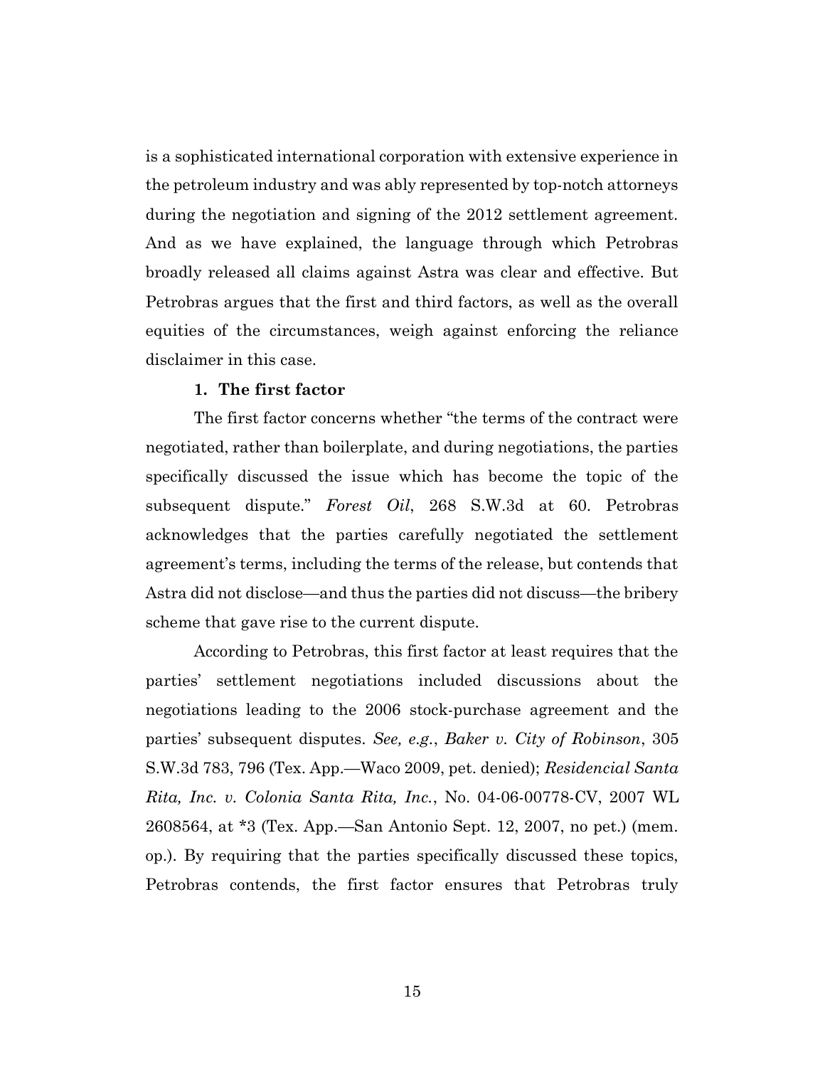is a sophisticated international corporation with extensive experience in the petroleum industry and was ably represented by top-notch attorneys during the negotiation and signing of the 2012 settlement agreement. And as we have explained, the language through which Petrobras broadly released all claims against Astra was clear and effective. But Petrobras argues that the first and third factors, as well as the overall equities of the circumstances, weigh against enforcing the reliance disclaimer in this case.

**1. The first factor**

The first factor concerns whether "the terms of the contract were negotiated, rather than boilerplate, and during negotiations, the parties specifically discussed the issue which has become the topic of the subsequent dispute." *Forest Oil*, 268 S.W.3d at 60. Petrobras acknowledges that the parties carefully negotiated the settlement agreement's terms, including the terms of the release, but contends that Astra did not disclose—and thus the parties did not discuss—the bribery scheme that gave rise to the current dispute.

According to Petrobras, this first factor at least requires that the parties' settlement negotiations included discussions about the negotiations leading to the 2006 stock-purchase agreement and the parties' subsequent disputes. *See, e.g.*, *Baker v. City of Robinson*, 305 S.W.3d 783, 796 (Tex. App.—Waco 2009, pet. denied); *Residencial Santa Rita, Inc. v. Colonia Santa Rita, Inc.*, No. 04-06-00778-CV, 2007 WL 2608564, at *3 (Tex. App.—San Antonio Sept. 12, 2007, no pet.) (mem. op.). By requiring that the parties specifically discussed these topics, Petrobras contends, the first factor ensures that Petrobras truly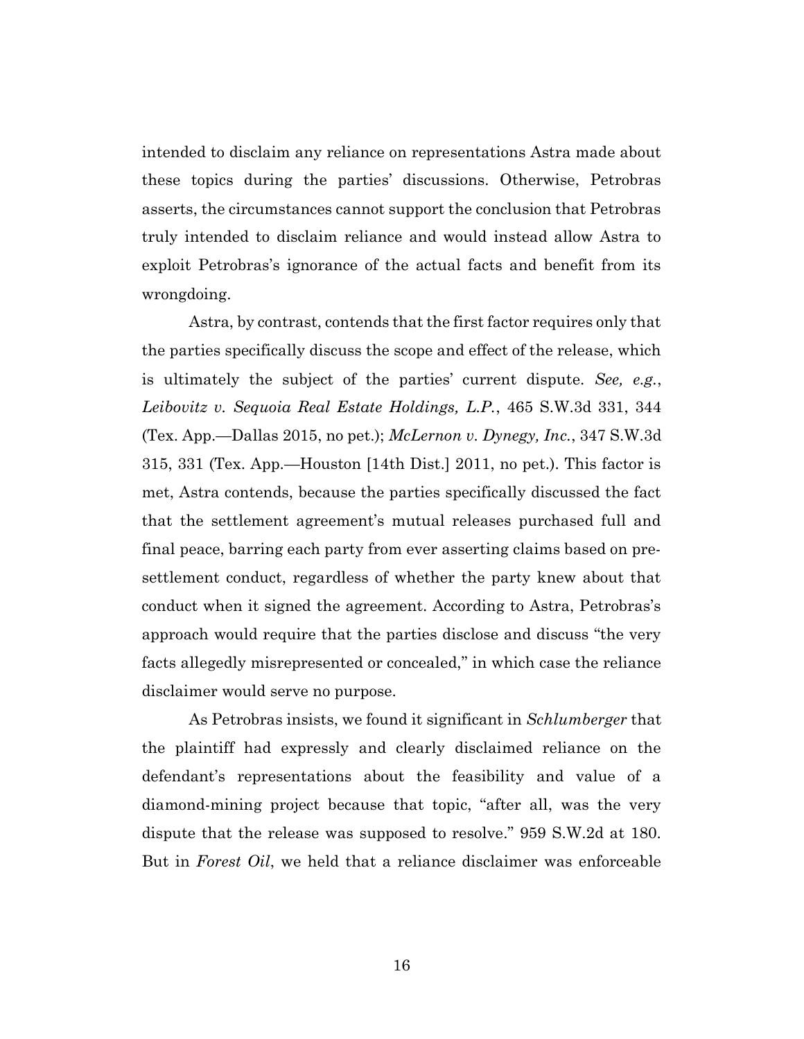intended to disclaim any reliance on representations Astra made about these topics during the parties' discussions. Otherwise, Petrobras asserts, the circumstances cannot support the conclusion that Petrobras truly intended to disclaim reliance and would instead allow Astra to exploit Petrobras's ignorance of the actual facts and benefit from its wrongdoing.

Astra, by contrast, contends that the first factor requires only that the parties specifically discuss the scope and effect of the release, which is ultimately the subject of the parties' current dispute. *See, e.g.*, *Leibovitz v. Sequoia Real Estate Holdings, L.P.*, 465 S.W.3d 331, 344 (Tex. App.—Dallas 2015, no pet.); *McLernon v. Dynegy, Inc.*, 347 S.W.3d 315, 331 (Tex. App.—Houston [14th Dist.] 2011, no pet.). This factor is met, Astra contends, because the parties specifically discussed the fact that the settlement agreement's mutual releases purchased full and final peace, barring each party from ever asserting claims based on pre-settlement conduct, regardless of whether the party knew about that conduct when it signed the agreement. According to Astra, Petrobras's approach would require that the parties disclose and discuss "the very facts allegedly misrepresented or concealed," in which case the reliance disclaimer would serve no purpose.

As Petrobras insists, we found it significant in *Schlumberger* that the plaintiff had expressly and clearly disclaimed reliance on the defendant's representations about the feasibility and value of a diamond-mining project because that topic, "after all, was the very dispute that the release was supposed to resolve." 959 S.W.2d at 180. But in *Forest Oil*, we held that a reliance disclaimer was enforceable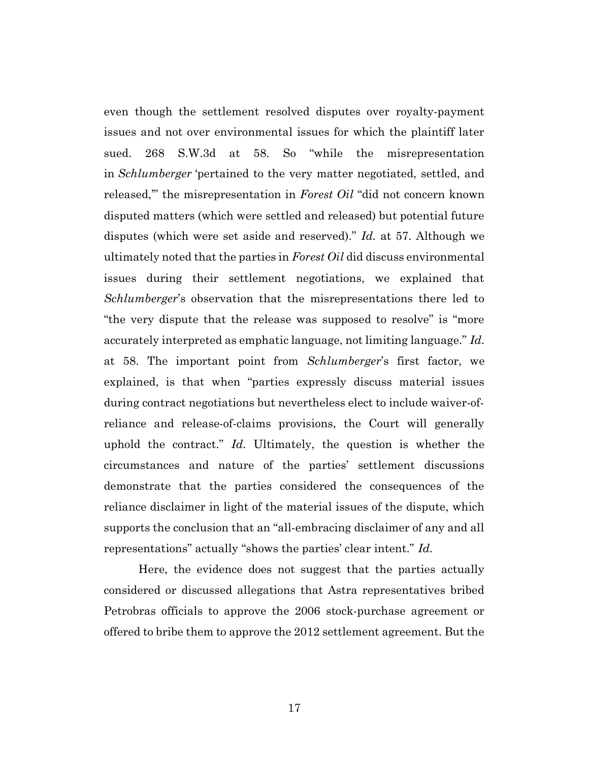even though the settlement resolved disputes over royalty-payment issues and not over environmental issues for which the plaintiff later sued. 268 S.W.3d at 58. So "while the misrepresentation in *Schlumberger* 'pertained to the very matter negotiated, settled, and released,'" the misrepresentation in *Forest Oil* "did not concern known disputed matters (which were settled and released) but potential future disputes (which were set aside and reserved)." *Id.* at 57. Although we ultimately noted that the parties in *Forest Oil* did discuss environmental issues during their settlement negotiations, we explained that *Schlumberger*'s observation that the misrepresentations there led to "the very dispute that the release was supposed to resolve" is "more accurately interpreted as emphatic language, not limiting language." *Id.* at 58. The important point from *Schlumberger*'s first factor, we explained, is that when "parties expressly discuss material issues during contract negotiations but nevertheless elect to include waiver-of-reliance and release-of-claims provisions, the Court will generally uphold the contract." *Id.* Ultimately, the question is whether the circumstances and nature of the parties' settlement discussions demonstrate that the parties considered the consequences of the reliance disclaimer in light of the material issues of the dispute, which supports the conclusion that an "all-embracing disclaimer of any and all representations" actually "shows the parties' clear intent." *Id.*

Here, the evidence does not suggest that the parties actually considered or discussed allegations that Astra representatives bribed Petrobras officials to approve the 2006 stock-purchase agreement or offered to bribe them to approve the 2012 settlement agreement. But the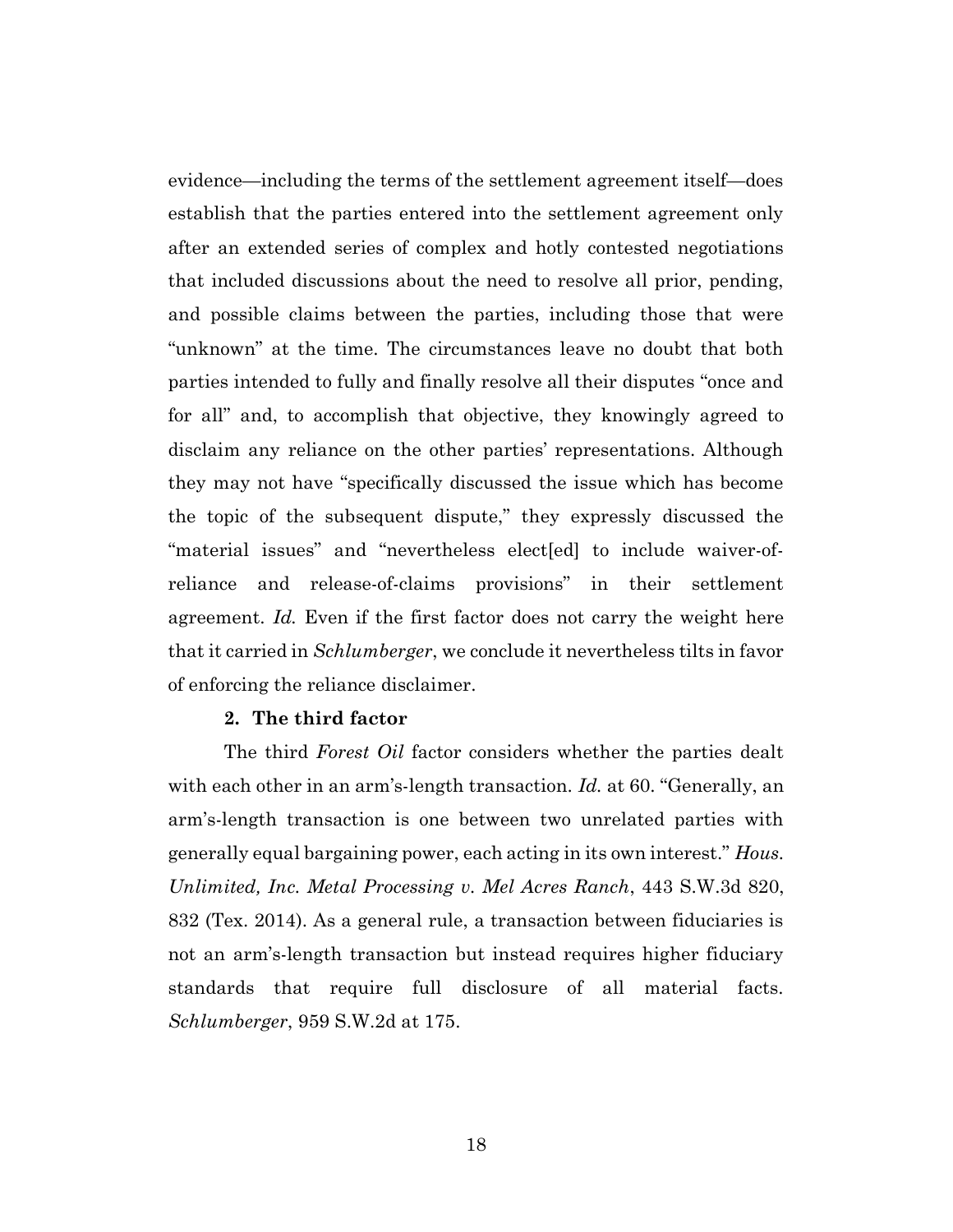evidence—including the terms of the settlement agreement itself—does establish that the parties entered into the settlement agreement only after an extended series of complex and hotly contested negotiations that included discussions about the need to resolve all prior, pending, and possible claims between the parties, including those that were "unknown" at the time. The circumstances leave no doubt that both parties intended to fully and finally resolve all their disputes "once and for all" and, to accomplish that objective, they knowingly agreed to disclaim any reliance on the other parties' representations. Although they may not have "specifically discussed the issue which has become the topic of the subsequent dispute," they expressly discussed the "material issues" and "nevertheless elect[ed] to include waiver-of-reliance and release-of-claims provisions" in their settlement agreement. *Id.* Even if the first factor does not carry the weight here that it carried in *Schlumberger*, we conclude it nevertheless tilts in favor of enforcing the reliance disclaimer.

**2. The third factor**

The third *Forest Oil* factor considers whether the parties dealt with each other in an arm's-length transaction. *Id.* at 60. "Generally, an arm's-length transaction is one between two unrelated parties with generally equal bargaining power, each acting in its own interest." *Hous. Unlimited, Inc. Metal Processing v. Mel Acres Ranch*, 443 S.W.3d 820, 832 (Tex. 2014). As a general rule, a transaction between fiduciaries is not an arm's-length transaction but instead requires higher fiduciary standards that require full disclosure of all material facts. *Schlumberger*, 959 S.W.2d at 175.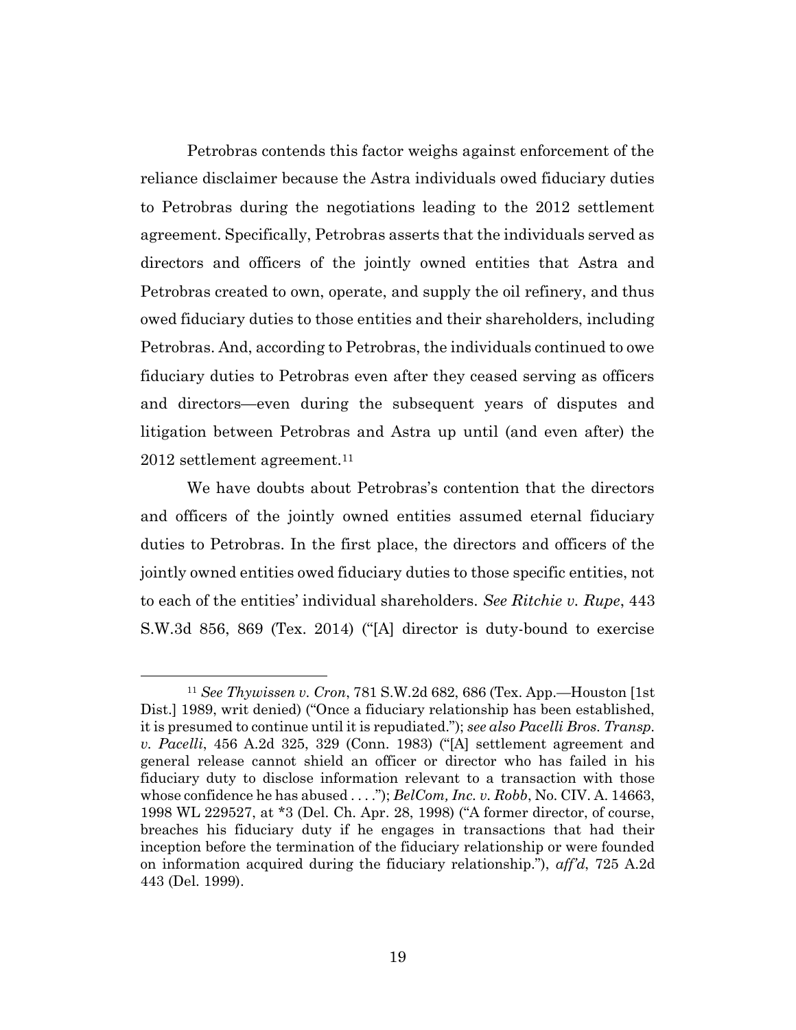Petrobras contends this factor weighs against enforcement of the reliance disclaimer because the Astra individuals owed fiduciary duties to Petrobras during the negotiations leading to the 2012 settlement agreement. Specifically, Petrobras asserts that the individuals served as directors and officers of the jointly owned entities that Astra and Petrobras created to own, operate, and supply the oil refinery, and thus owed fiduciary duties to those entities and their shareholders, including Petrobras. And, according to Petrobras, the individuals continued to owe fiduciary duties to Petrobras even after they ceased serving as officers and directors—even during the subsequent years of disputes and litigation between Petrobras and Astra up until (and even after) the 2012 settlement agreement.[11]

We have doubts about Petrobras's contention that the directors and officers of the jointly owned entities assumed eternal fiduciary duties to Petrobras. In the first place, the directors and officers of the jointly owned entities owed fiduciary duties to those specific entities, not to each of the entities' individual shareholders. *See Ritchie v. Rupe*, 443 S.W.3d 856, 869 (Tex. 2014) ("[A] director is duty-bound to exercise

---

[11] *See Thywissen v. Cron*, 781 S.W.2d 682, 686 (Tex. App.—Houston [1st Dist.] 1989, writ denied) ("Once a fiduciary relationship has been established, it is presumed to continue until it is repudiated."); *see also Pacelli Bros. Transp. v. Pacelli*, 456 A.2d 325, 329 (Conn. 1983) ("[A] settlement agreement and general release cannot shield an officer or director who has failed in his fiduciary duty to disclose information relevant to a transaction with those whose confidence he has abused . . . ."); *BelCom, Inc. v. Robb*, No. CIV. A. 14663, 1998 WL 229527, at *3 (Del. Ch. Apr. 28, 1998) ("A former director, of course, breaches his fiduciary duty if he engages in transactions that had their inception before the termination of the fiduciary relationship or were founded on information acquired during the fiduciary relationship."), *aff'd*, 725 A.2d 443 (Del. 1999).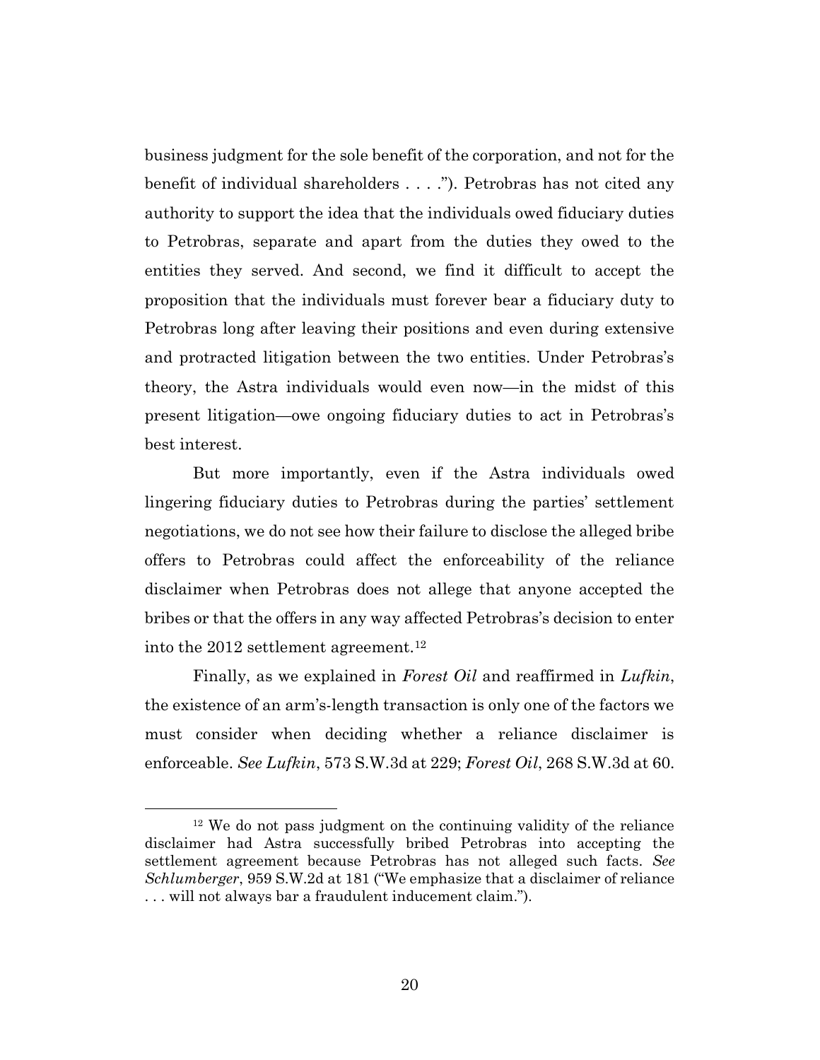business judgment for the sole benefit of the corporation, and not for the benefit of individual shareholders . . . ."). Petrobras has not cited any authority to support the idea that the individuals owed fiduciary duties to Petrobras, separate and apart from the duties they owed to the entities they served. And second, we find it difficult to accept the proposition that the individuals must forever bear a fiduciary duty to Petrobras long after leaving their positions and even during extensive and protracted litigation between the two entities. Under Petrobras's theory, the Astra individuals would even now—in the midst of this present litigation—owe ongoing fiduciary duties to act in Petrobras's best interest.

But more importantly, even if the Astra individuals owed lingering fiduciary duties to Petrobras during the parties' settlement negotiations, we do not see how their failure to disclose the alleged bribe offers to Petrobras could affect the enforceability of the reliance disclaimer when Petrobras does not allege that anyone accepted the bribes or that the offers in any way affected Petrobras's decision to enter into the 2012 settlement agreement.[12]

Finally, as we explained in *Forest Oil* and reaffirmed in *Lufkin*, the existence of an arm's-length transaction is only one of the factors we must consider when deciding whether a reliance disclaimer is enforceable. *See Lufkin*, 573 S.W.3d at 229; *Forest Oil*, 268 S.W.3d at 60.

---

[12] We do not pass judgment on the continuing validity of the reliance disclaimer had Astra successfully bribed Petrobras into accepting the settlement agreement because Petrobras has not alleged such facts. *See Schlumberger*, 959 S.W.2d at 181 ("We emphasize that a disclaimer of reliance . . . will not always bar a fraudulent inducement claim.").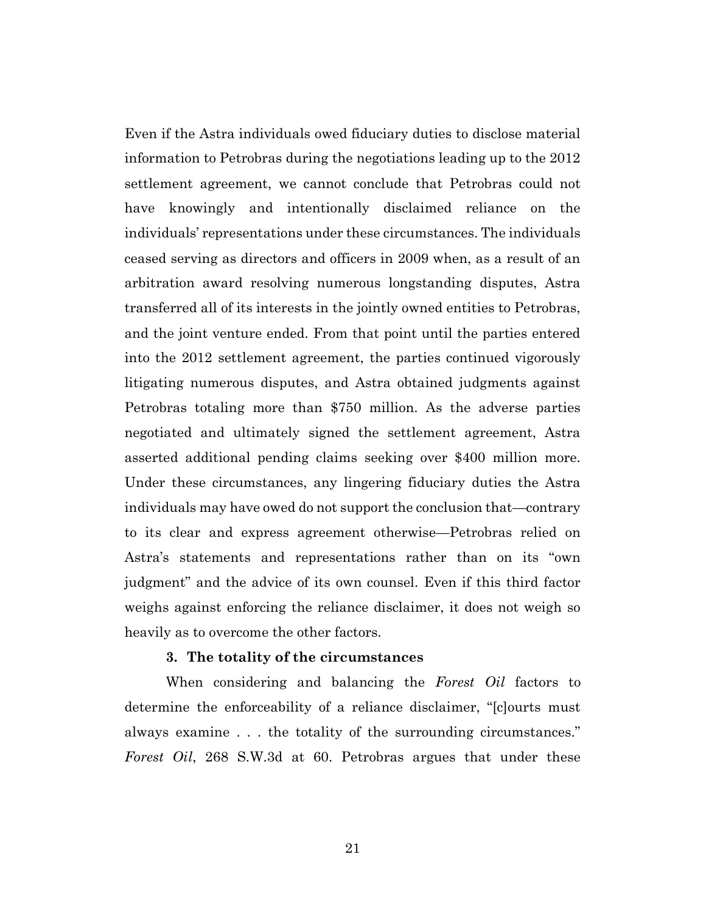Even if the Astra individuals owed fiduciary duties to disclose material information to Petrobras during the negotiations leading up to the 2012 settlement agreement, we cannot conclude that Petrobras could not have knowingly and intentionally disclaimed reliance on the individuals' representations under these circumstances. The individuals ceased serving as directors and officers in 2009 when, as a result of an arbitration award resolving numerous longstanding disputes, Astra transferred all of its interests in the jointly owned entities to Petrobras, and the joint venture ended. From that point until the parties entered into the 2012 settlement agreement, the parties continued vigorously litigating numerous disputes, and Astra obtained judgments against Petrobras totaling more than $750 million. As the adverse parties negotiated and ultimately signed the settlement agreement, Astra asserted additional pending claims seeking over $400 million more. Under these circumstances, any lingering fiduciary duties the Astra individuals may have owed do not support the conclusion that—contrary to its clear and express agreement otherwise—Petrobras relied on Astra's statements and representations rather than on its "own judgment" and the advice of its own counsel. Even if this third factor weighs against enforcing the reliance disclaimer, it does not weigh so heavily as to overcome the other factors.

### 3. The totality of the circumstances

When considering and balancing the *Forest Oil* factors to determine the enforceability of a reliance disclaimer, "[c]ourts must always examine . . . the totality of the surrounding circumstances." *Forest Oil*, 268 S.W.3d at 60. Petrobras argues that under these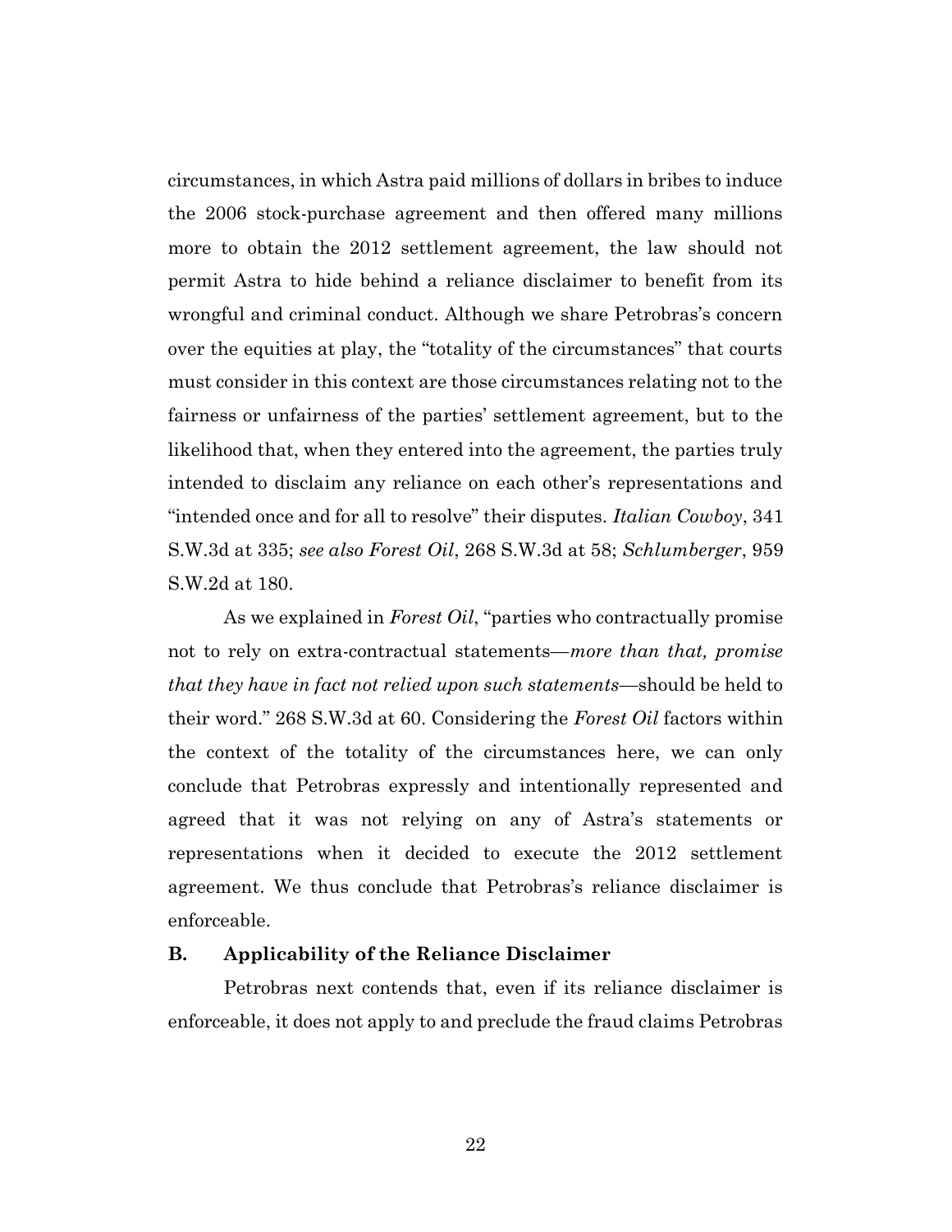circumstances, in which Astra paid millions of dollars in bribes to induce the 2006 stock-purchase agreement and then offered many millions more to obtain the 2012 settlement agreement, the law should not permit Astra to hide behind a reliance disclaimer to benefit from its wrongful and criminal conduct. Although we share Petrobras's concern over the equities at play, the "totality of the circumstances" that courts must consider in this context are those circumstances relating not to the fairness or unfairness of the parties' settlement agreement, but to the likelihood that, when they entered into the agreement, the parties truly intended to disclaim any reliance on each other's representations and "intended once and for all to resolve" their disputes. *Italian Cowboy*, 341 S.W.3d at 335; *see also Forest Oil*, 268 S.W.3d at 58; *Schlumberger*, 959 S.W.2d at 180.

As we explained in *Forest Oil*, "parties who contractually promise not to rely on extra-contractual statements—*more than that, promise that they have in fact not relied upon such statements*—should be held to their word." 268 S.W.3d at 60. Considering the *Forest Oil* factors within the context of the totality of the circumstances here, we can only conclude that Petrobras expressly and intentionally represented and agreed that it was not relying on any of Astra's statements or representations when it decided to execute the 2012 settlement agreement. We thus conclude that Petrobras's reliance disclaimer is enforceable.

### B. Applicability of the Reliance Disclaimer

Petrobras next contends that, even if its reliance disclaimer is enforceable, it does not apply to and preclude the fraud claims Petrobras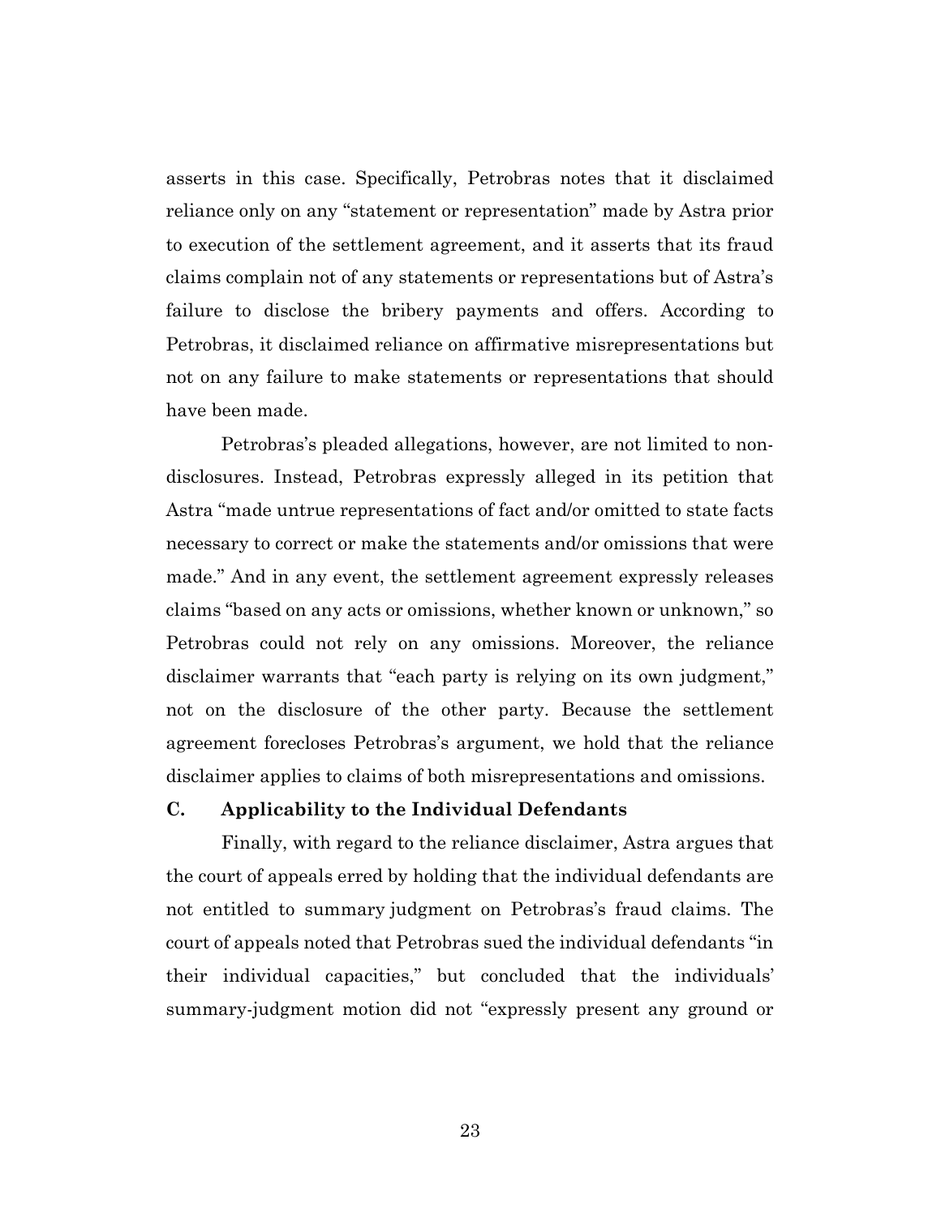asserts in this case. Specifically, Petrobras notes that it disclaimed reliance only on any "statement or representation" made by Astra prior to execution of the settlement agreement, and it asserts that its fraud claims complain not of any statements or representations but of Astra's failure to disclose the bribery payments and offers. According to Petrobras, it disclaimed reliance on affirmative misrepresentations but not on any failure to make statements or representations that should have been made.

Petrobras's pleaded allegations, however, are not limited to non-disclosures. Instead, Petrobras expressly alleged in its petition that Astra "made untrue representations of fact and/or omitted to state facts necessary to correct or make the statements and/or omissions that were made." And in any event, the settlement agreement expressly releases claims "based on any acts or omissions, whether known or unknown," so Petrobras could not rely on any omissions. Moreover, the reliance disclaimer warrants that "each party is relying on its own judgment," not on the disclosure of the other party. Because the settlement agreement forecloses Petrobras's argument, we hold that the reliance disclaimer applies to claims of both misrepresentations and omissions.

### C. Applicability to the Individual Defendants

Finally, with regard to the reliance disclaimer, Astra argues that the court of appeals erred by holding that the individual defendants are not entitled to summary judgment on Petrobras's fraud claims. The court of appeals noted that Petrobras sued the individual defendants "in their individual capacities," but concluded that the individuals' summary-judgment motion did not "expressly present any ground or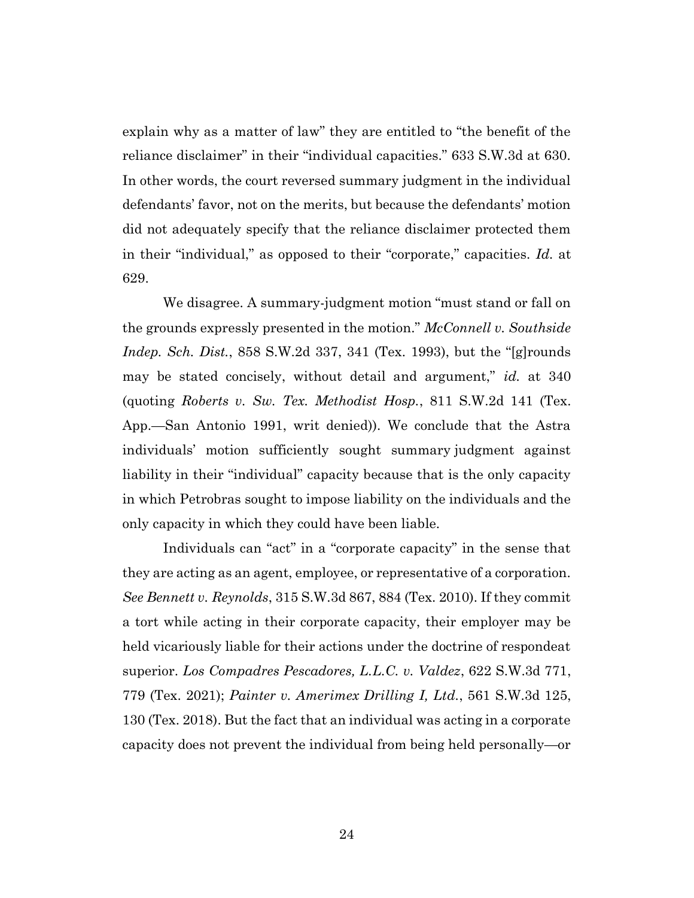explain why as a matter of law" they are entitled to "the benefit of the reliance disclaimer" in their "individual capacities." 633 S.W.3d at 630. In other words, the court reversed summary judgment in the individual defendants' favor, not on the merits, but because the defendants' motion did not adequately specify that the reliance disclaimer protected them in their "individual," as opposed to their "corporate," capacities. *Id.* at 629.

We disagree. A summary-judgment motion "must stand or fall on the grounds expressly presented in the motion." *McConnell v. Southside Indep. Sch. Dist.*, 858 S.W.2d 337, 341 (Tex. 1993), but the "[g]rounds may be stated concisely, without detail and argument," *id.* at 340 (quoting *Roberts v. Sw. Tex. Methodist Hosp.*, 811 S.W.2d 141 (Tex. App.—San Antonio 1991, writ denied)). We conclude that the Astra individuals' motion sufficiently sought summary judgment against liability in their "individual" capacity because that is the only capacity in which Petrobras sought to impose liability on the individuals and the only capacity in which they could have been liable.

Individuals can "act" in a "corporate capacity" in the sense that they are acting as an agent, employee, or representative of a corporation. *See Bennett v. Reynolds*, 315 S.W.3d 867, 884 (Tex. 2010). If they commit a tort while acting in their corporate capacity, their employer may be held vicariously liable for their actions under the doctrine of respondeat superior. *Los Compadres Pescadores, L.L.C. v. Valdez*, 622 S.W.3d 771, 779 (Tex. 2021); *Painter v. Amerimex Drilling I, Ltd.*, 561 S.W.3d 125, 130 (Tex. 2018). But the fact that an individual was acting in a corporate capacity does not prevent the individual from being held personally—or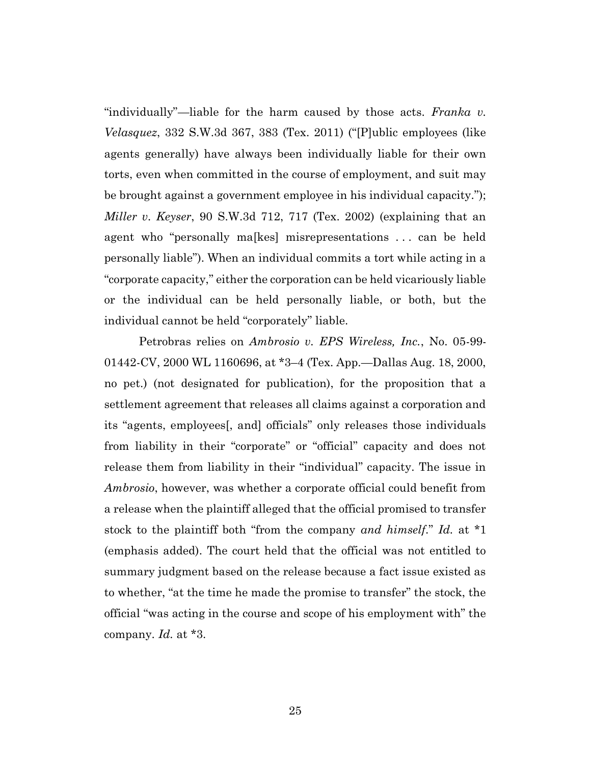"individually"—liable for the harm caused by those acts. *Franka v. Velasquez*, 332 S.W.3d 367, 383 (Tex. 2011) ("[P]ublic employees (like agents generally) have always been individually liable for their own torts, even when committed in the course of employment, and suit may be brought against a government employee in his individual capacity."); *Miller v. Keyser*, 90 S.W.3d 712, 717 (Tex. 2002) (explaining that an agent who "personally ma[kes] misrepresentations . . . can be held personally liable"). When an individual commits a tort while acting in a "corporate capacity," either the corporation can be held vicariously liable or the individual can be held personally liable, or both, but the individual cannot be held "corporately" liable.

Petrobras relies on *Ambrosio v. EPS Wireless, Inc.*, No. 05-99-01442-CV, 2000 WL 1160696, at *3–4 (Tex. App.—Dallas Aug. 18, 2000, no pet.) (not designated for publication), for the proposition that a settlement agreement that releases all claims against a corporation and its "agents, employees[, and] officials" only releases those individuals from liability in their "corporate" or "official" capacity and does not release them from liability in their "individual" capacity. The issue in *Ambrosio*, however, was whether a corporate official could benefit from a release when the plaintiff alleged that the official promised to transfer stock to the plaintiff both "from the company *and himself*." *Id.* at *1 (emphasis added). The court held that the official was not entitled to summary judgment based on the release because a fact issue existed as to whether, "at the time he made the promise to transfer" the stock, the official "was acting in the course and scope of his employment with" the company. *Id.* at *3.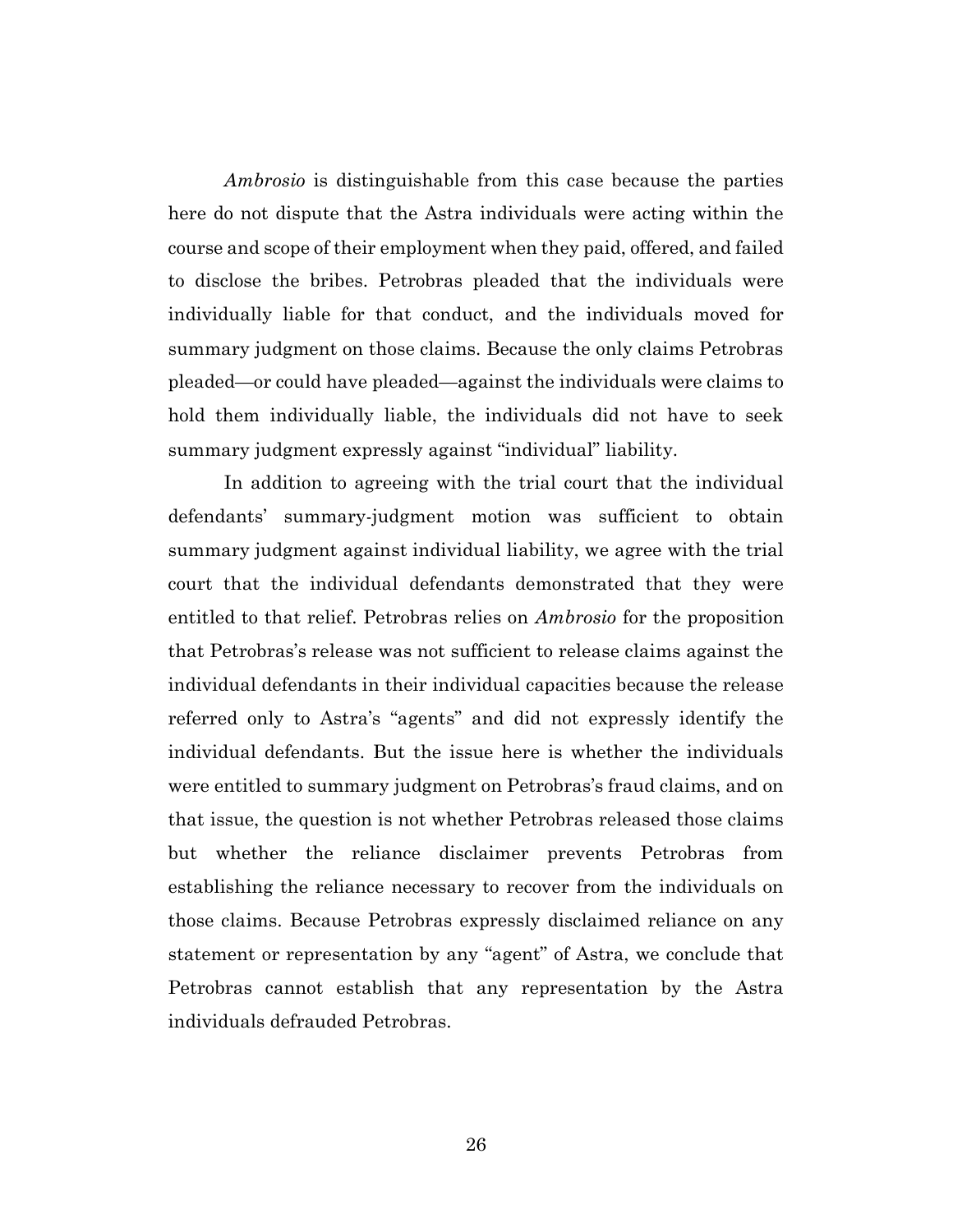*Ambrosio* is distinguishable from this case because the parties here do not dispute that the Astra individuals were acting within the course and scope of their employment when they paid, offered, and failed to disclose the bribes. Petrobras pleaded that the individuals were individually liable for that conduct, and the individuals moved for summary judgment on those claims. Because the only claims Petrobras pleaded—or could have pleaded—against the individuals were claims to hold them individually liable, the individuals did not have to seek summary judgment expressly against "individual" liability.

In addition to agreeing with the trial court that the individual defendants' summary-judgment motion was sufficient to obtain summary judgment against individual liability, we agree with the trial court that the individual defendants demonstrated that they were entitled to that relief. Petrobras relies on *Ambrosio* for the proposition that Petrobras's release was not sufficient to release claims against the individual defendants in their individual capacities because the release referred only to Astra's "agents" and did not expressly identify the individual defendants. But the issue here is whether the individuals were entitled to summary judgment on Petrobras's fraud claims, and on that issue, the question is not whether Petrobras released those claims but whether the reliance disclaimer prevents Petrobras from establishing the reliance necessary to recover from the individuals on those claims. Because Petrobras expressly disclaimed reliance on any statement or representation by any "agent" of Astra, we conclude that Petrobras cannot establish that any representation by the Astra individuals defrauded Petrobras.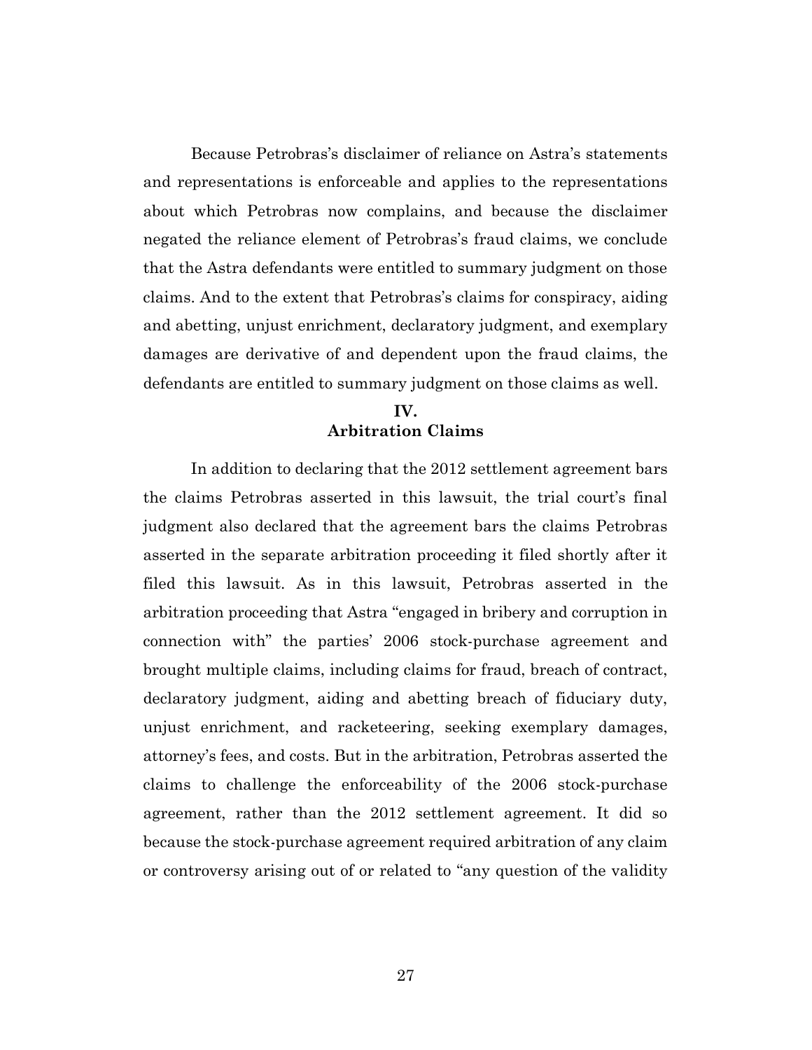Because Petrobras's disclaimer of reliance on Astra's statements and representations is enforceable and applies to the representations about which Petrobras now complains, and because the disclaimer negated the reliance element of Petrobras's fraud claims, we conclude that the Astra defendants were entitled to summary judgment on those claims. And to the extent that Petrobras's claims for conspiracy, aiding and abetting, unjust enrichment, declaratory judgment, and exemplary damages are derivative of and dependent upon the fraud claims, the defendants are entitled to summary judgment on those claims as well.

## IV.
## Arbitration Claims

In addition to declaring that the 2012 settlement agreement bars the claims Petrobras asserted in this lawsuit, the trial court's final judgment also declared that the agreement bars the claims Petrobras asserted in the separate arbitration proceeding it filed shortly after it filed this lawsuit. As in this lawsuit, Petrobras asserted in the arbitration proceeding that Astra "engaged in bribery and corruption in connection with" the parties' 2006 stock-purchase agreement and brought multiple claims, including claims for fraud, breach of contract, declaratory judgment, aiding and abetting breach of fiduciary duty, unjust enrichment, and racketeering, seeking exemplary damages, attorney's fees, and costs. But in the arbitration, Petrobras asserted the claims to challenge the enforceability of the 2006 stock-purchase agreement, rather than the 2012 settlement agreement. It did so because the stock-purchase agreement required arbitration of any claim or controversy arising out of or related to "any question of the validity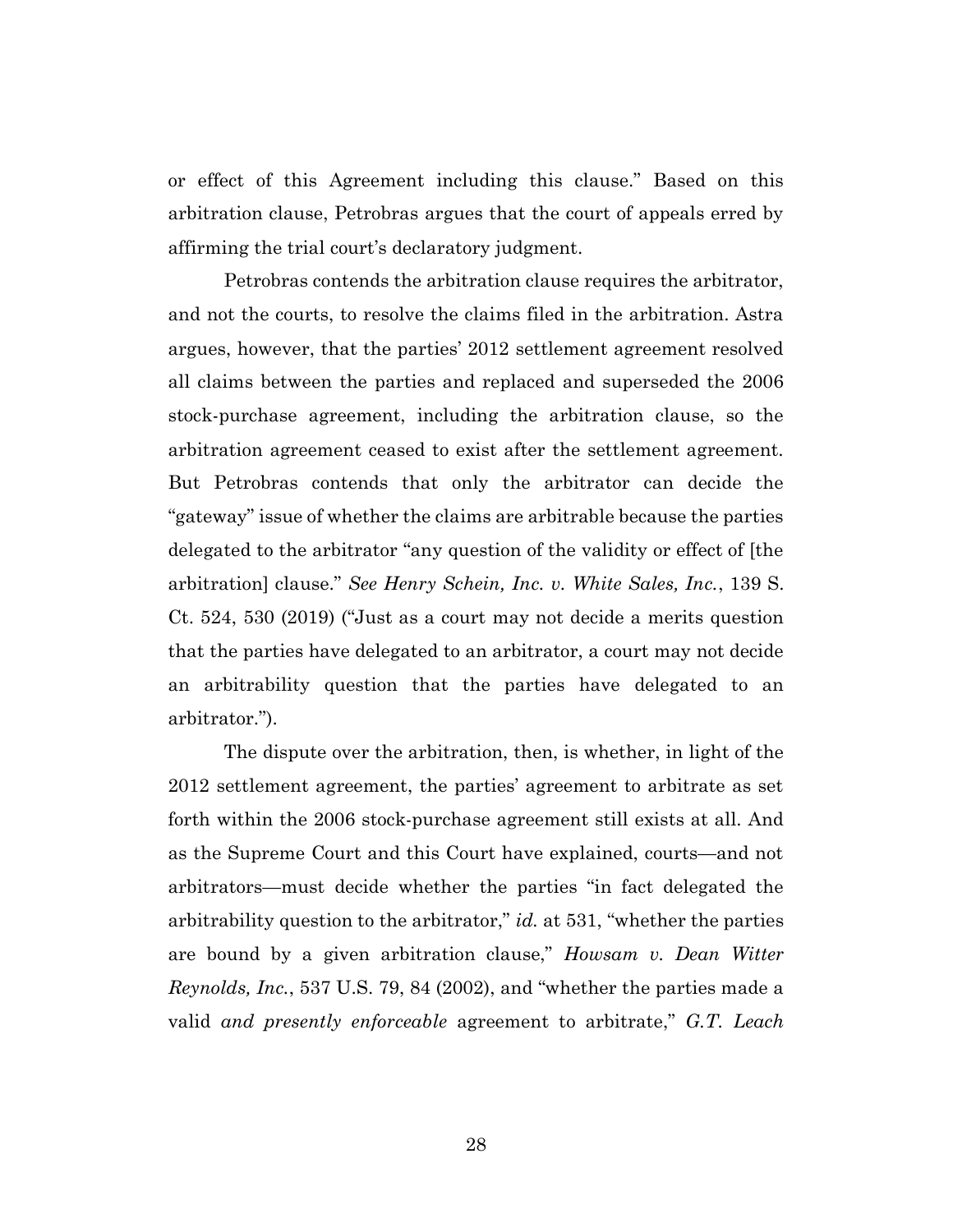or effect of this Agreement including this clause." Based on this arbitration clause, Petrobras argues that the court of appeals erred by affirming the trial court's declaratory judgment.

Petrobras contends the arbitration clause requires the arbitrator, and not the courts, to resolve the claims filed in the arbitration. Astra argues, however, that the parties' 2012 settlement agreement resolved all claims between the parties and replaced and superseded the 2006 stock-purchase agreement, including the arbitration clause, so the arbitration agreement ceased to exist after the settlement agreement. But Petrobras contends that only the arbitrator can decide the "gateway" issue of whether the claims are arbitrable because the parties delegated to the arbitrator "any question of the validity or effect of [the arbitration] clause." *See Henry Schein, Inc. v. White Sales, Inc.*, 139 S. Ct. 524, 530 (2019) ("Just as a court may not decide a merits question that the parties have delegated to an arbitrator, a court may not decide an arbitrability question that the parties have delegated to an arbitrator.").

The dispute over the arbitration, then, is whether, in light of the 2012 settlement agreement, the parties' agreement to arbitrate as set forth within the 2006 stock-purchase agreement still exists at all. And as the Supreme Court and this Court have explained, courts—and not arbitrators—must decide whether the parties "in fact delegated the arbitrability question to the arbitrator," *id.* at 531, "whether the parties are bound by a given arbitration clause," *Howsam v. Dean Witter Reynolds, Inc.*, 537 U.S. 79, 84 (2002), and "whether the parties made a valid *and presently enforceable* agreement to arbitrate," *G.T. Leach*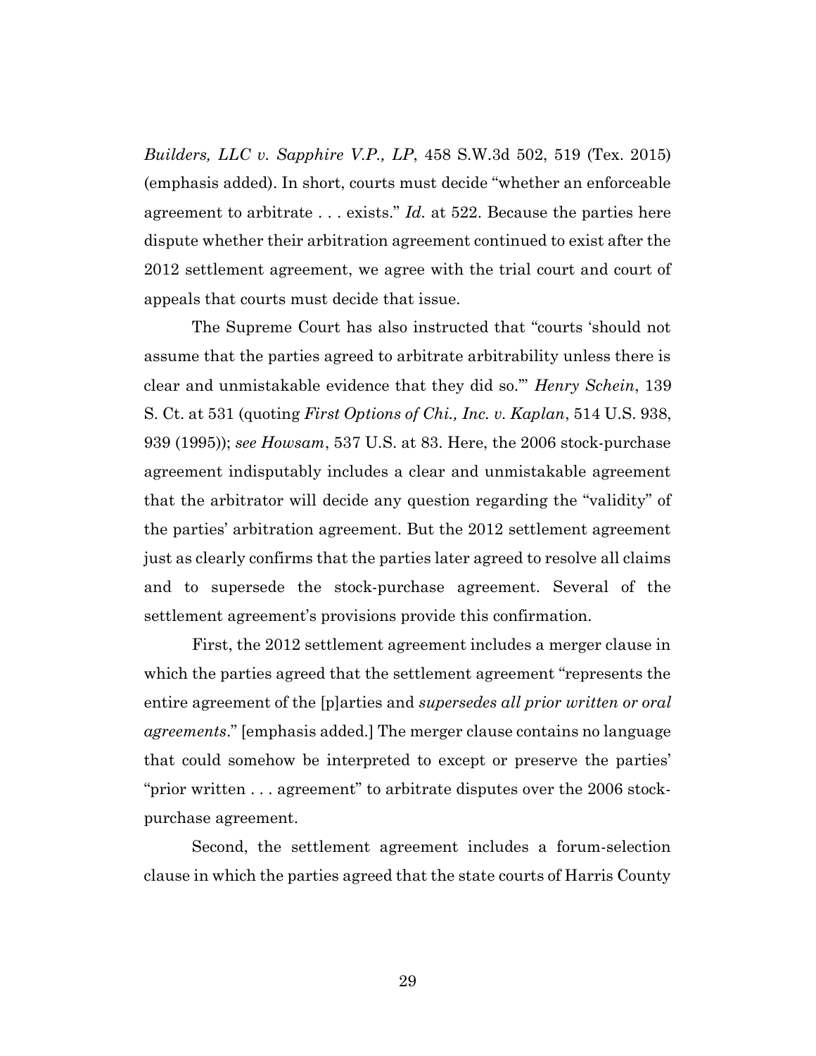*Builders, LLC v. Sapphire V.P., LP*, 458 S.W.3d 502, 519 (Tex. 2015) (emphasis added). In short, courts must decide "whether an enforceable agreement to arbitrate . . . exists." *Id.* at 522. Because the parties here dispute whether their arbitration agreement continued to exist after the 2012 settlement agreement, we agree with the trial court and court of appeals that courts must decide that issue.

The Supreme Court has also instructed that "courts 'should not assume that the parties agreed to arbitrate arbitrability unless there is clear and unmistakable evidence that they did so.'" *Henry Schein*, 139 S. Ct. at 531 (quoting *First Options of Chi., Inc. v. Kaplan*, 514 U.S. 938, 939 (1995)); *see Howsam*, 537 U.S. at 83. Here, the 2006 stock-purchase agreement indisputably includes a clear and unmistakable agreement that the arbitrator will decide any question regarding the "validity" of the parties' arbitration agreement. But the 2012 settlement agreement just as clearly confirms that the parties later agreed to resolve all claims and to supersede the stock-purchase agreement. Several of the settlement agreement's provisions provide this confirmation.

First, the 2012 settlement agreement includes a merger clause in which the parties agreed that the settlement agreement "represents the entire agreement of the [p]arties and *supersedes all prior written or oral agreements*." [emphasis added.] The merger clause contains no language that could somehow be interpreted to except or preserve the parties' "prior written . . . agreement" to arbitrate disputes over the 2006 stock-purchase agreement.

Second, the settlement agreement includes a forum-selection clause in which the parties agreed that the state courts of Harris County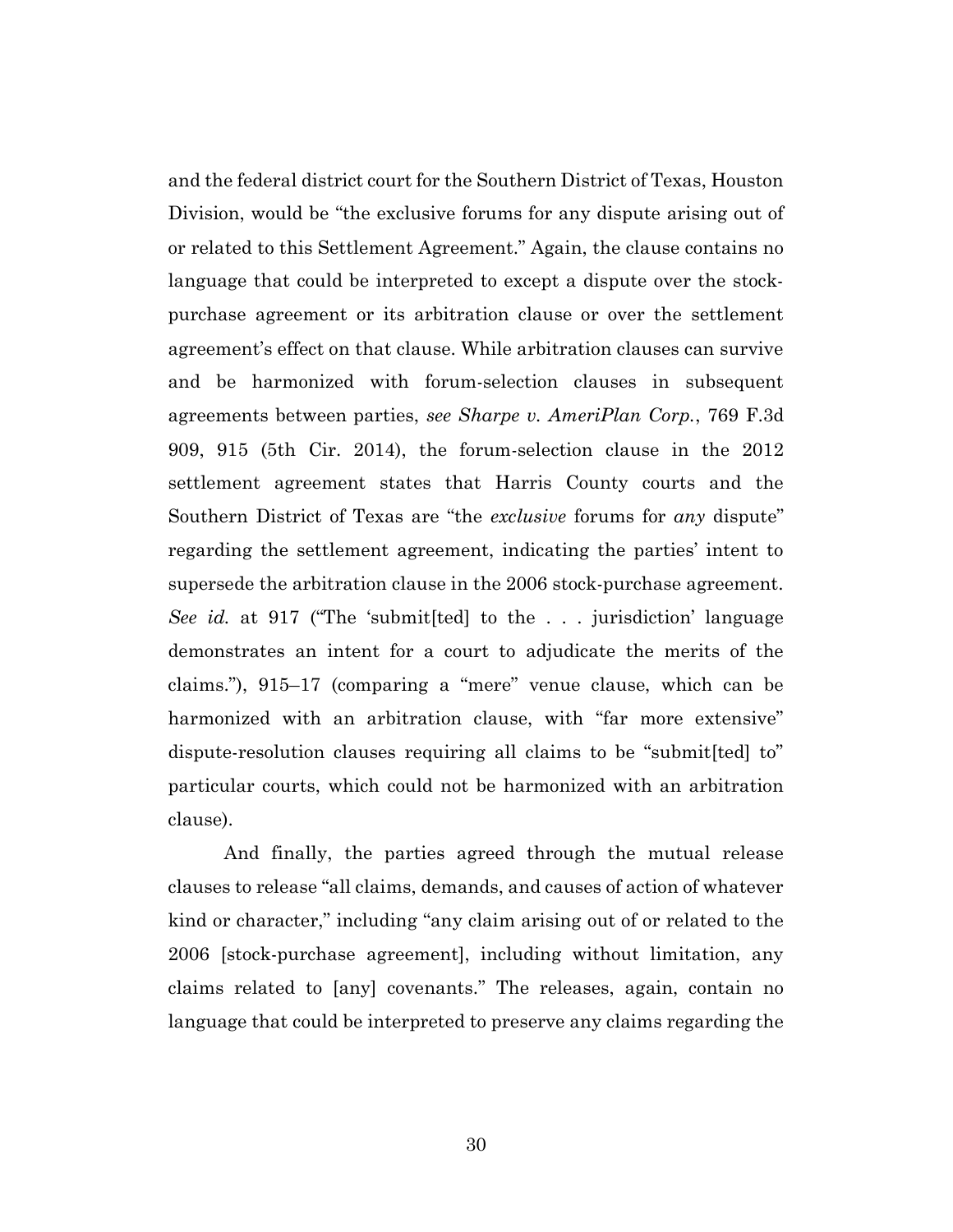and the federal district court for the Southern District of Texas, Houston Division, would be "the exclusive forums for any dispute arising out of or related to this Settlement Agreement." Again, the clause contains no language that could be interpreted to except a dispute over the stock-purchase agreement or its arbitration clause or over the settlement agreement's effect on that clause. While arbitration clauses can survive and be harmonized with forum-selection clauses in subsequent agreements between parties, *see Sharpe v. AmeriPlan Corp.*, 769 F.3d 909, 915 (5th Cir. 2014), the forum-selection clause in the 2012 settlement agreement states that Harris County courts and the Southern District of Texas are "the *exclusive* forums for *any* dispute" regarding the settlement agreement, indicating the parties' intent to supersede the arbitration clause in the 2006 stock-purchase agreement. *See id.* at 917 ("The 'submit[ted] to the . . . jurisdiction' language demonstrates an intent for a court to adjudicate the merits of the claims."), 915–17 (comparing a "mere" venue clause, which can be harmonized with an arbitration clause, with "far more extensive" dispute-resolution clauses requiring all claims to be "submit[ted] to" particular courts, which could not be harmonized with an arbitration clause).

And finally, the parties agreed through the mutual release clauses to release "all claims, demands, and causes of action of whatever kind or character," including "any claim arising out of or related to the 2006 [stock-purchase agreement], including without limitation, any claims related to [any] covenants." The releases, again, contain no language that could be interpreted to preserve any claims regarding the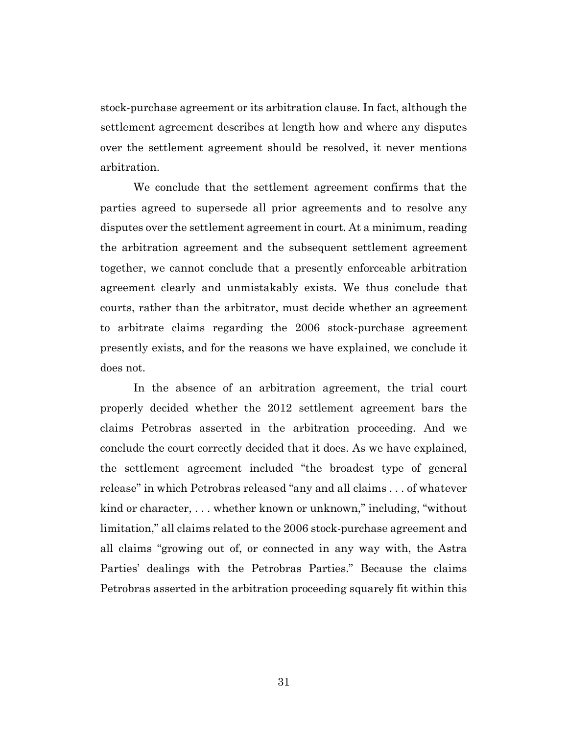stock-purchase agreement or its arbitration clause. In fact, although the settlement agreement describes at length how and where any disputes over the settlement agreement should be resolved, it never mentions arbitration.

We conclude that the settlement agreement confirms that the parties agreed to supersede all prior agreements and to resolve any disputes over the settlement agreement in court. At a minimum, reading the arbitration agreement and the subsequent settlement agreement together, we cannot conclude that a presently enforceable arbitration agreement clearly and unmistakably exists. We thus conclude that courts, rather than the arbitrator, must decide whether an agreement to arbitrate claims regarding the 2006 stock-purchase agreement presently exists, and for the reasons we have explained, we conclude it does not.

In the absence of an arbitration agreement, the trial court properly decided whether the 2012 settlement agreement bars the claims Petrobras asserted in the arbitration proceeding. And we conclude the court correctly decided that it does. As we have explained, the settlement agreement included "the broadest type of general release" in which Petrobras released "any and all claims . . . of whatever kind or character, . . . whether known or unknown," including, "without limitation," all claims related to the 2006 stock-purchase agreement and all claims "growing out of, or connected in any way with, the Astra Parties' dealings with the Petrobras Parties." Because the claims Petrobras asserted in the arbitration proceeding squarely fit within this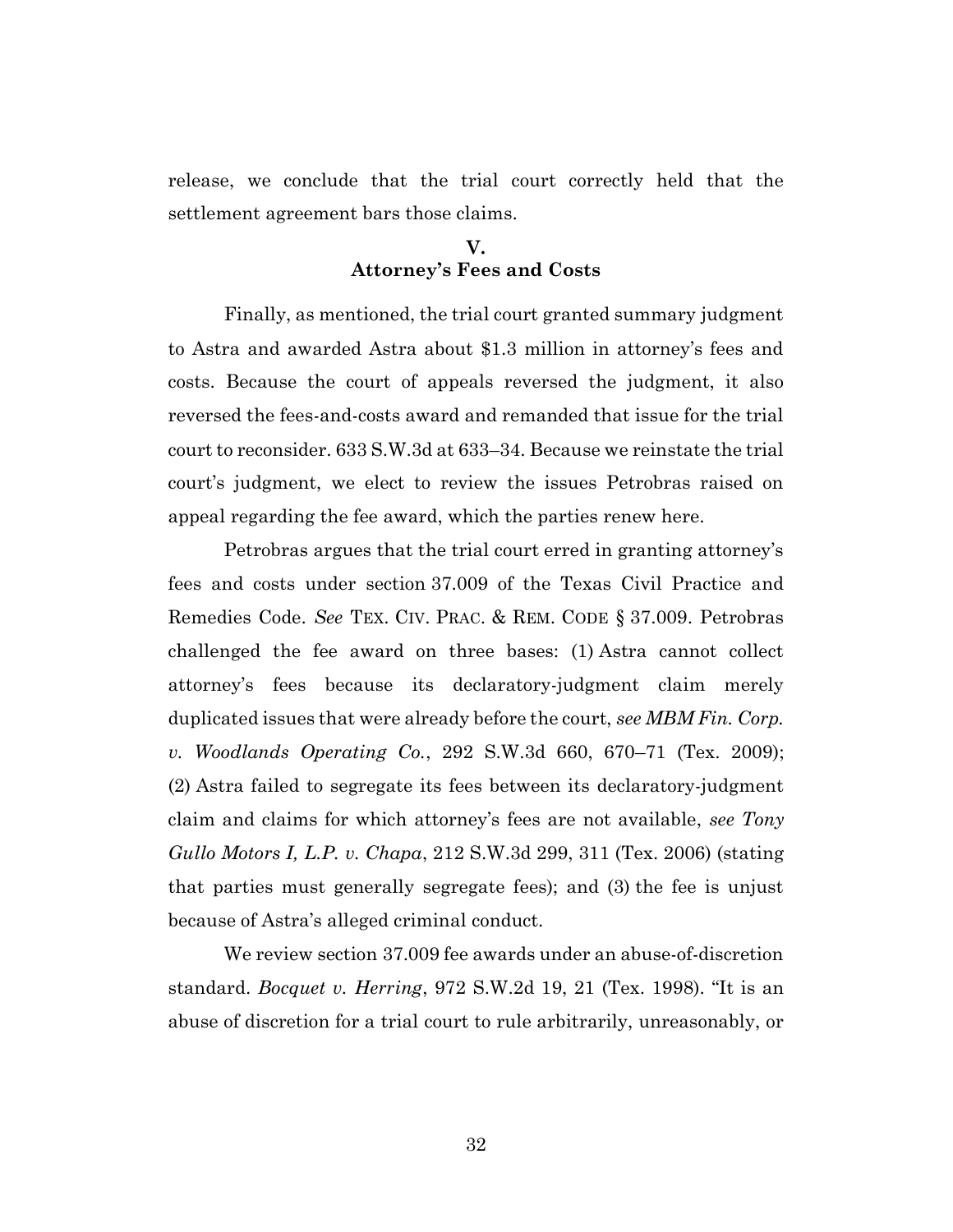release, we conclude that the trial court correctly held that the settlement agreement bars those claims.

## V.
## Attorney's Fees and Costs

Finally, as mentioned, the trial court granted summary judgment to Astra and awarded Astra about $1.3 million in attorney's fees and costs. Because the court of appeals reversed the judgment, it also reversed the fees-and-costs award and remanded that issue for the trial court to reconsider. 633 S.W.3d at 633–34. Because we reinstate the trial court's judgment, we elect to review the issues Petrobras raised on appeal regarding the fee award, which the parties renew here.

Petrobras argues that the trial court erred in granting attorney's fees and costs under section 37.009 of the Texas Civil Practice and Remedies Code. *See* TEX. CIV. PRAC. & REM. CODE § 37.009. Petrobras challenged the fee award on three bases: (1) Astra cannot collect attorney's fees because its declaratory-judgment claim merely duplicated issues that were already before the court, *see MBM Fin. Corp. v. Woodlands Operating Co.*, 292 S.W.3d 660, 670–71 (Tex. 2009); (2) Astra failed to segregate its fees between its declaratory-judgment claim and claims for which attorney's fees are not available, *see Tony Gullo Motors I, L.P. v. Chapa*, 212 S.W.3d 299, 311 (Tex. 2006) (stating that parties must generally segregate fees); and (3) the fee is unjust because of Astra's alleged criminal conduct.

We review section 37.009 fee awards under an abuse-of-discretion standard. *Bocquet v. Herring*, 972 S.W.2d 19, 21 (Tex. 1998). "It is an abuse of discretion for a trial court to rule arbitrarily, unreasonably, or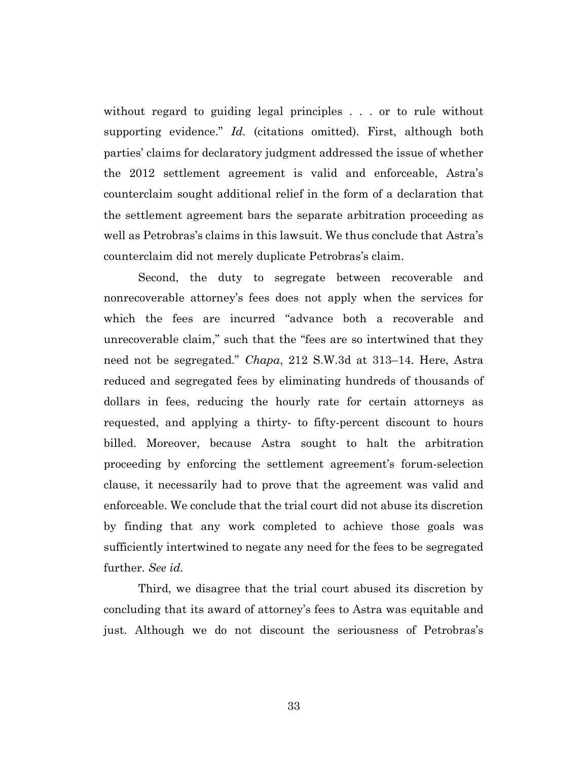without regard to guiding legal principles . . . or to rule without supporting evidence." *Id.* (citations omitted). First, although both parties' claims for declaratory judgment addressed the issue of whether the 2012 settlement agreement is valid and enforceable, Astra's counterclaim sought additional relief in the form of a declaration that the settlement agreement bars the separate arbitration proceeding as well as Petrobras's claims in this lawsuit. We thus conclude that Astra's counterclaim did not merely duplicate Petrobras's claim.

Second, the duty to segregate between recoverable and nonrecoverable attorney's fees does not apply when the services for which the fees are incurred "advance both a recoverable and unrecoverable claim," such that the "fees are so intertwined that they need not be segregated." *Chapa*, 212 S.W.3d at 313–14. Here, Astra reduced and segregated fees by eliminating hundreds of thousands of dollars in fees, reducing the hourly rate for certain attorneys as requested, and applying a thirty- to fifty-percent discount to hours billed. Moreover, because Astra sought to halt the arbitration proceeding by enforcing the settlement agreement's forum-selection clause, it necessarily had to prove that the agreement was valid and enforceable. We conclude that the trial court did not abuse its discretion by finding that any work completed to achieve those goals was sufficiently intertwined to negate any need for the fees to be segregated further. *See id.*

Third, we disagree that the trial court abused its discretion by concluding that its award of attorney's fees to Astra was equitable and just. Although we do not discount the seriousness of Petrobras's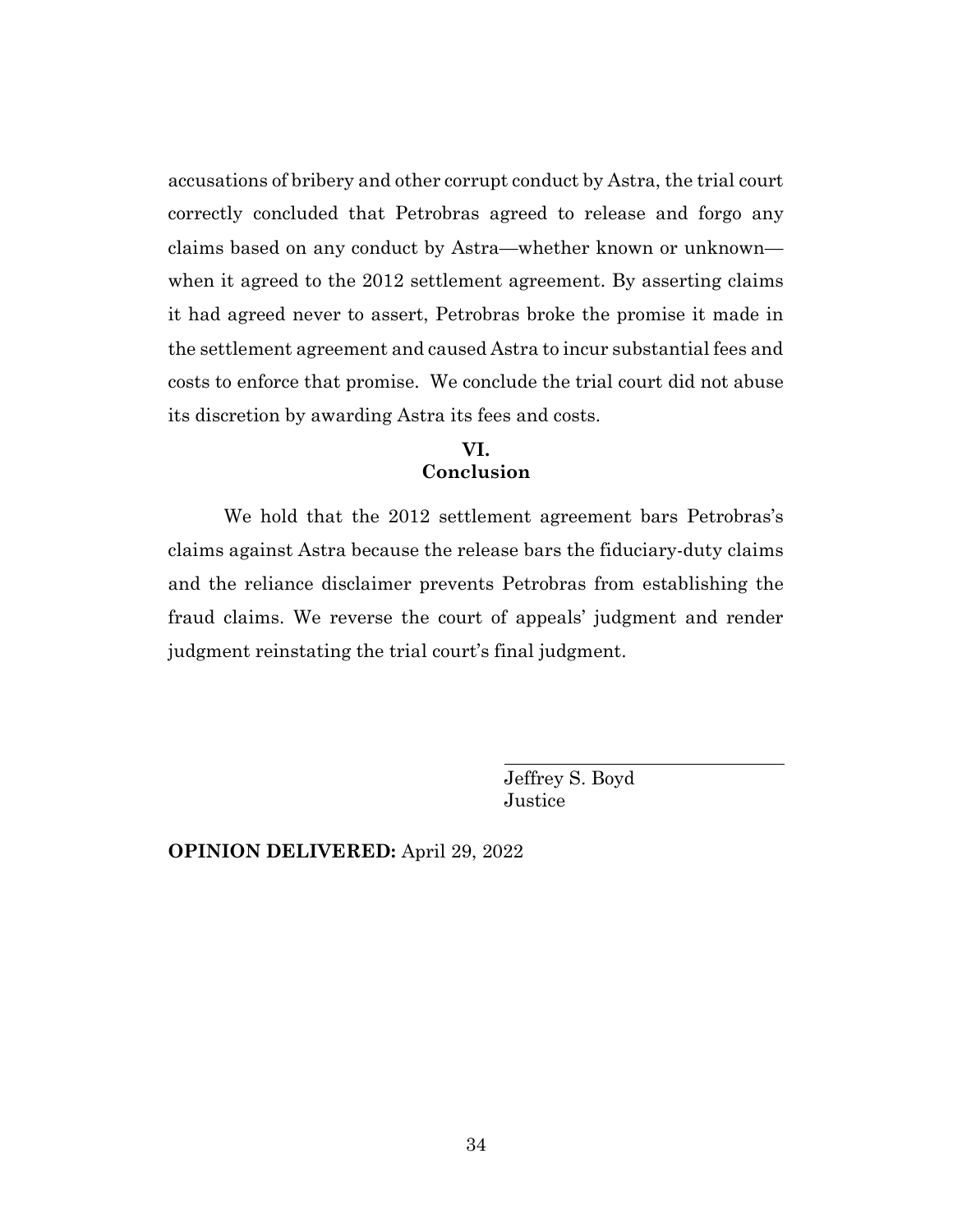accusations of bribery and other corrupt conduct by Astra, the trial court correctly concluded that Petrobras agreed to release and forgo any claims based on any conduct by Astra—whether known or unknown—when it agreed to the 2012 settlement agreement. By asserting claims it had agreed never to assert, Petrobras broke the promise it made in the settlement agreement and caused Astra to incur substantial fees and costs to enforce that promise. We conclude the trial court did not abuse its discretion by awarding Astra its fees and costs.

## VI.
## Conclusion

We hold that the 2012 settlement agreement bars Petrobras's claims against Astra because the release bars the fiduciary-duty claims and the reliance disclaimer prevents Petrobras from establishing the fraud claims. We reverse the court of appeals' judgment and render judgment reinstating the trial court's final judgment.

Jeffrey S. Boyd
Justice

**OPINION DELIVERED:** April 29, 2022